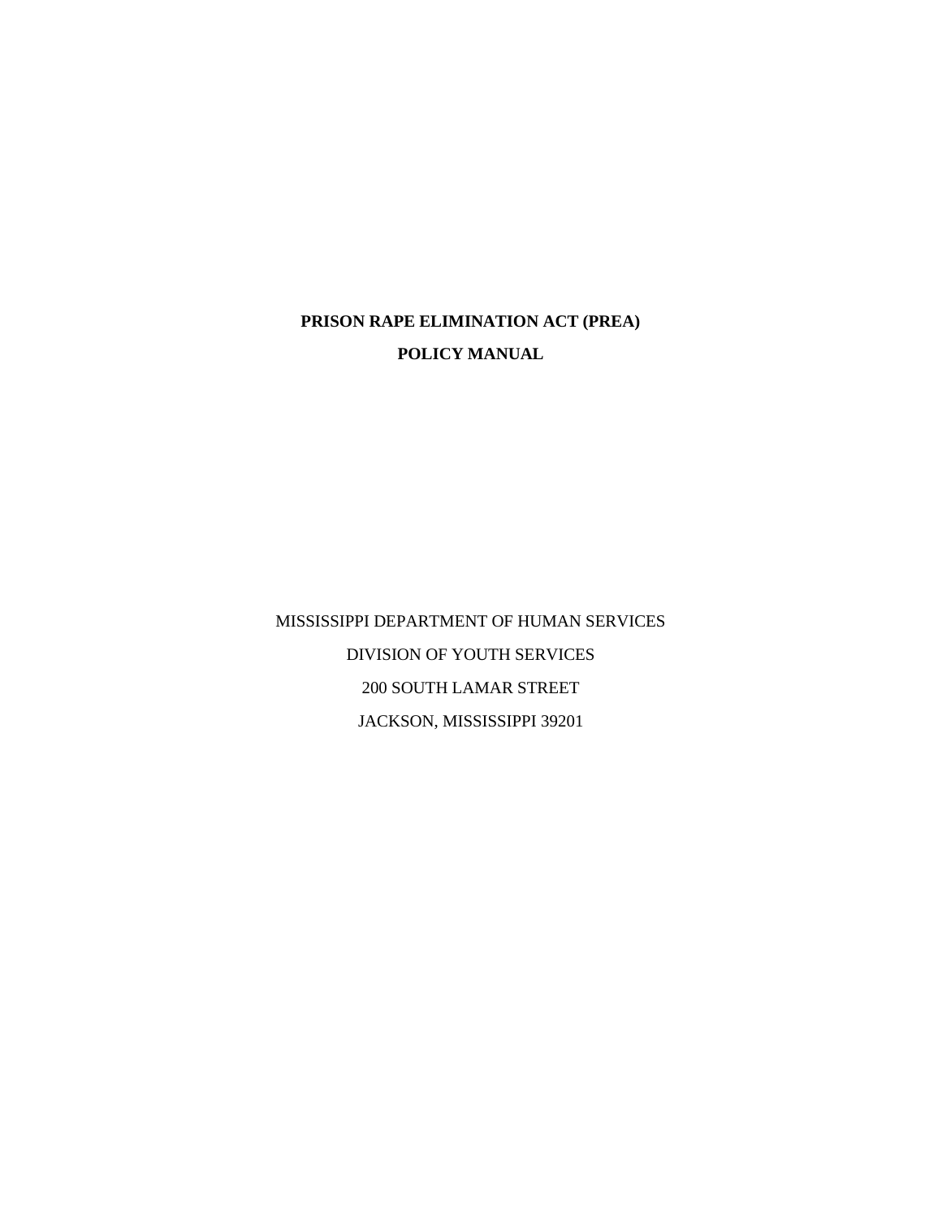# PRISON RAPE ELIMINATION ACT (PREA)

# POLICY MANUAL

MISSISSIPPI DEPARTMENT OF HUMAN SERVICES

DIVISION OF YOUTH SERVICES

200 SOUTH LAMAR STREET

JACKSON, MISSISSIPPI 39201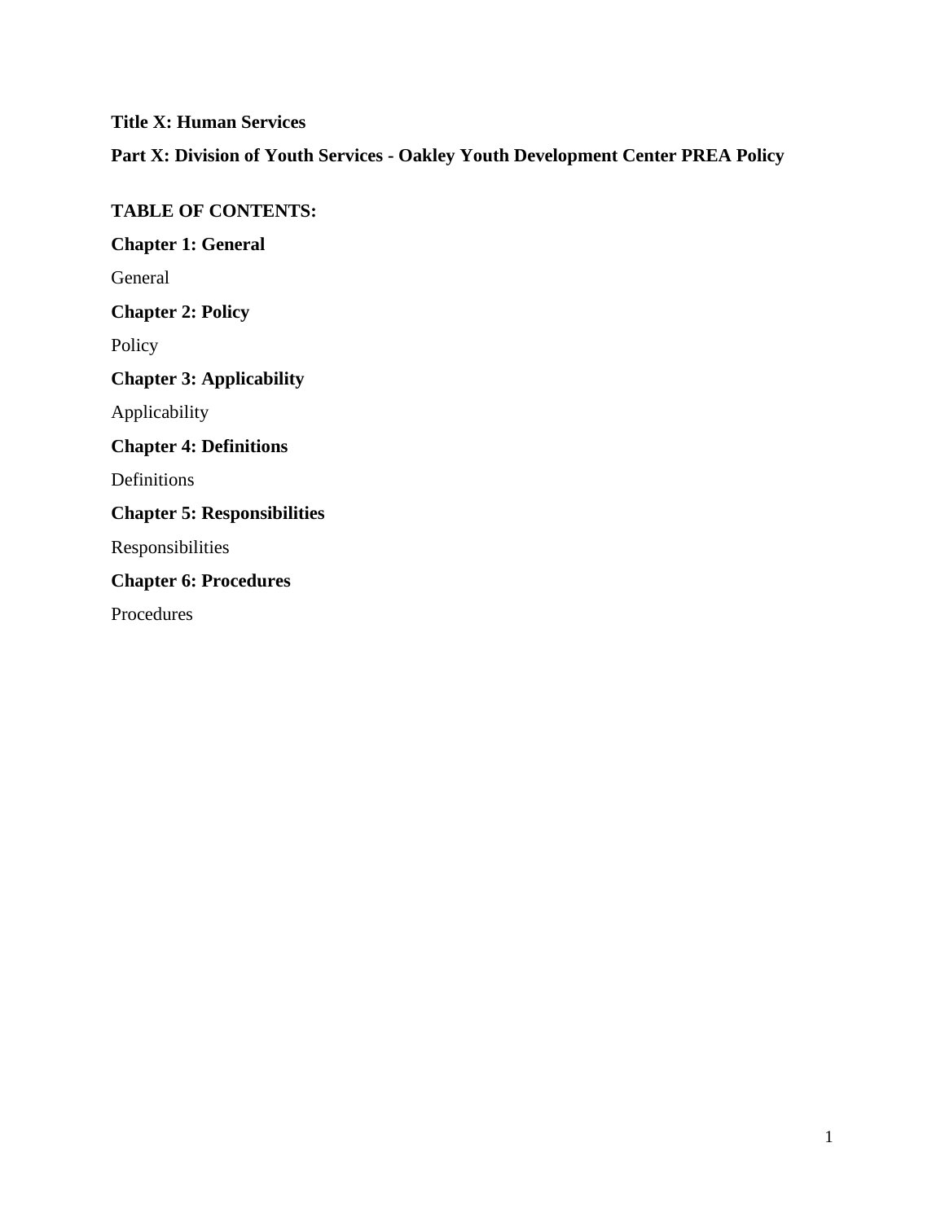**Title X: Human Services**

**Part X: Division of Youth Services - Oakley Youth Development Center PREA Policy**

**TABLE OF CONTENTS:**

**Chapter 1: General**

General

**Chapter 2: Policy**

Policy

**Chapter 3: Applicability**

Applicability

**Chapter 4: Definitions**

Definitions

**Chapter 5: Responsibilities**

Responsibilities

**Chapter 6: Procedures**

Procedures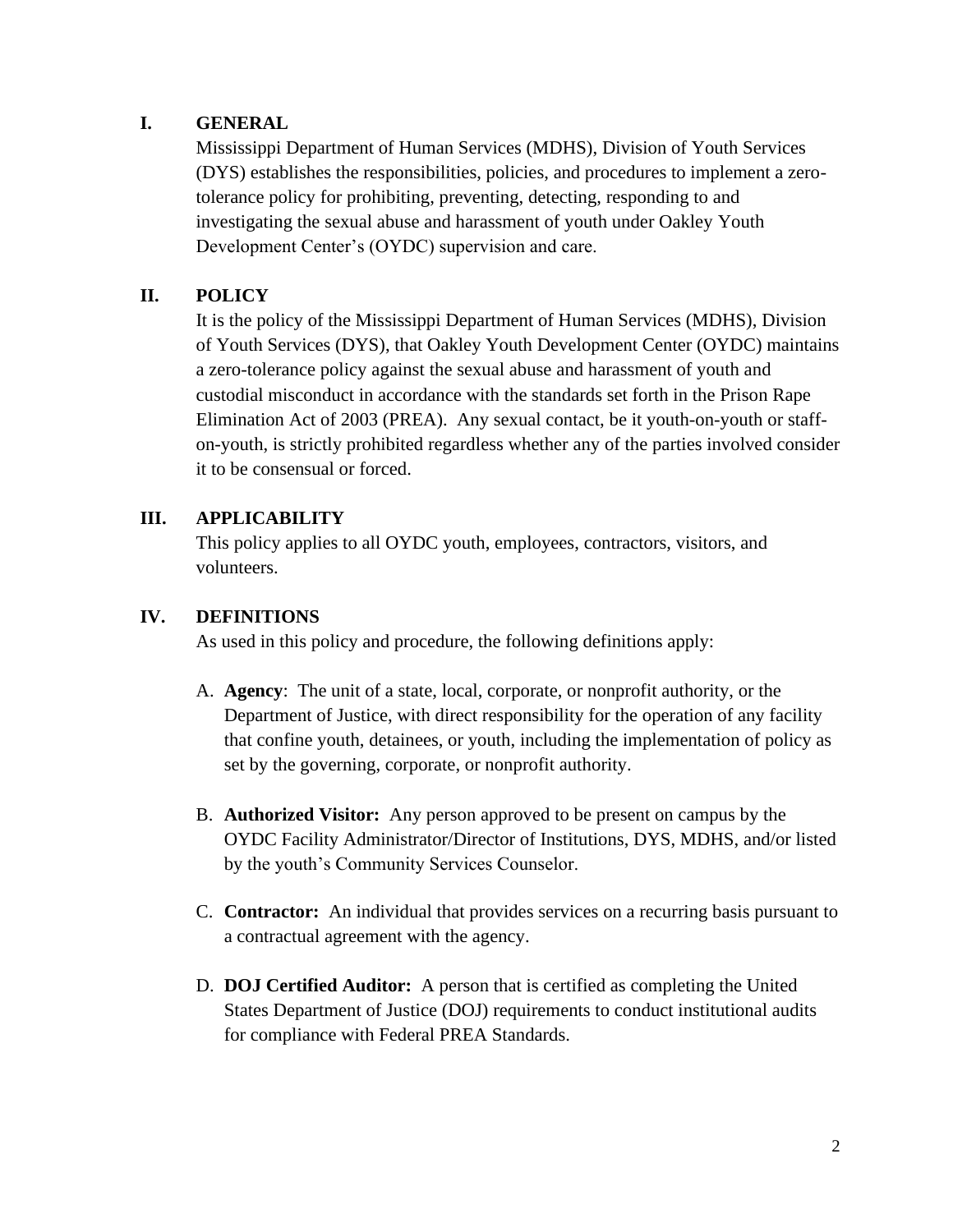## I. GENERAL

Mississippi Department of Human Services (MDHS), Division of Youth Services (DYS) establishes the responsibilities, policies, and procedures to implement a zero-tolerance policy for prohibiting, preventing, detecting, responding to and investigating the sexual abuse and harassment of youth under Oakley Youth Development Center's (OYDC) supervision and care.

## II. POLICY

It is the policy of the Mississippi Department of Human Services (MDHS), Division of Youth Services (DYS), that Oakley Youth Development Center (OYDC) maintains a zero-tolerance policy against the sexual abuse and harassment of youth and custodial misconduct in accordance with the standards set forth in the Prison Rape Elimination Act of 2003 (PREA). Any sexual contact, be it youth-on-youth or staff-on-youth, is strictly prohibited regardless whether any of the parties involved consider it to be consensual or forced.

## III. APPLICABILITY

This policy applies to all OYDC youth, employees, contractors, visitors, and volunteers.

## IV. DEFINITIONS

As used in this policy and procedure, the following definitions apply:

A. **Agency**: The unit of a state, local, corporate, or nonprofit authority, or the Department of Justice, with direct responsibility for the operation of any facility that confine youth, detainees, or youth, including the implementation of policy as set by the governing, corporate, or nonprofit authority.

B. **Authorized Visitor:** Any person approved to be present on campus by the OYDC Facility Administrator/Director of Institutions, DYS, MDHS, and/or listed by the youth's Community Services Counselor.

C. **Contractor:** An individual that provides services on a recurring basis pursuant to a contractual agreement with the agency.

D. **DOJ Certified Auditor:** A person that is certified as completing the United States Department of Justice (DOJ) requirements to conduct institutional audits for compliance with Federal PREA Standards.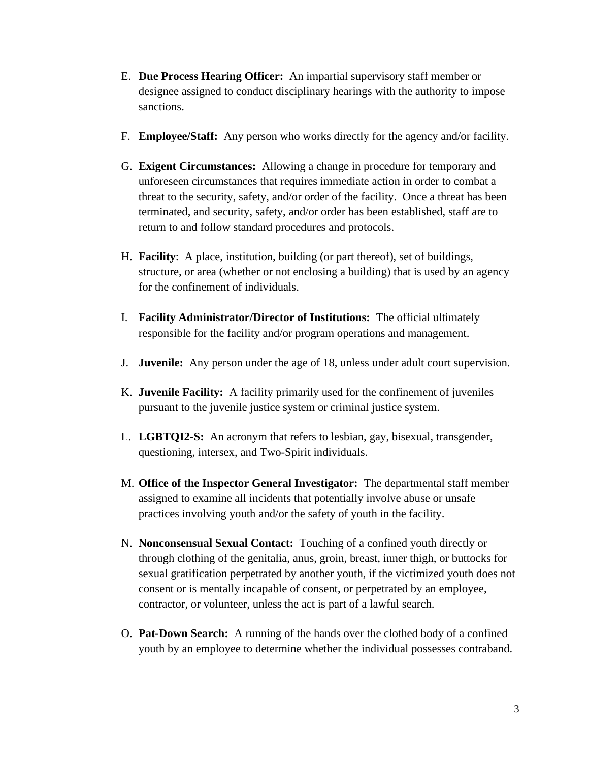E. **Due Process Hearing Officer:** An impartial supervisory staff member or designee assigned to conduct disciplinary hearings with the authority to impose sanctions.

F. **Employee/Staff:** Any person who works directly for the agency and/or facility.

G. **Exigent Circumstances:** Allowing a change in procedure for temporary and unforeseen circumstances that requires immediate action in order to combat a threat to the security, safety, and/or order of the facility. Once a threat has been terminated, and security, safety, and/or order has been established, staff are to return to and follow standard procedures and protocols.

H. **Facility**: A place, institution, building (or part thereof), set of buildings, structure, or area (whether or not enclosing a building) that is used by an agency for the confinement of individuals.

I. **Facility Administrator/Director of Institutions:** The official ultimately responsible for the facility and/or program operations and management.

J. **Juvenile:** Any person under the age of 18, unless under adult court supervision.

K. **Juvenile Facility:** A facility primarily used for the confinement of juveniles pursuant to the juvenile justice system or criminal justice system.

L. **LGBTQI2-S:** An acronym that refers to lesbian, gay, bisexual, transgender, questioning, intersex, and Two-Spirit individuals.

M. **Office of the Inspector General Investigator:** The departmental staff member assigned to examine all incidents that potentially involve abuse or unsafe practices involving youth and/or the safety of youth in the facility.

N. **Nonconsensual Sexual Contact:** Touching of a confined youth directly or through clothing of the genitalia, anus, groin, breast, inner thigh, or buttocks for sexual gratification perpetrated by another youth, if the victimized youth does not consent or is mentally incapable of consent, or perpetrated by an employee, contractor, or volunteer, unless the act is part of a lawful search.

O. **Pat-Down Search:** A running of the hands over the clothed body of a confined youth by an employee to determine whether the individual possesses contraband.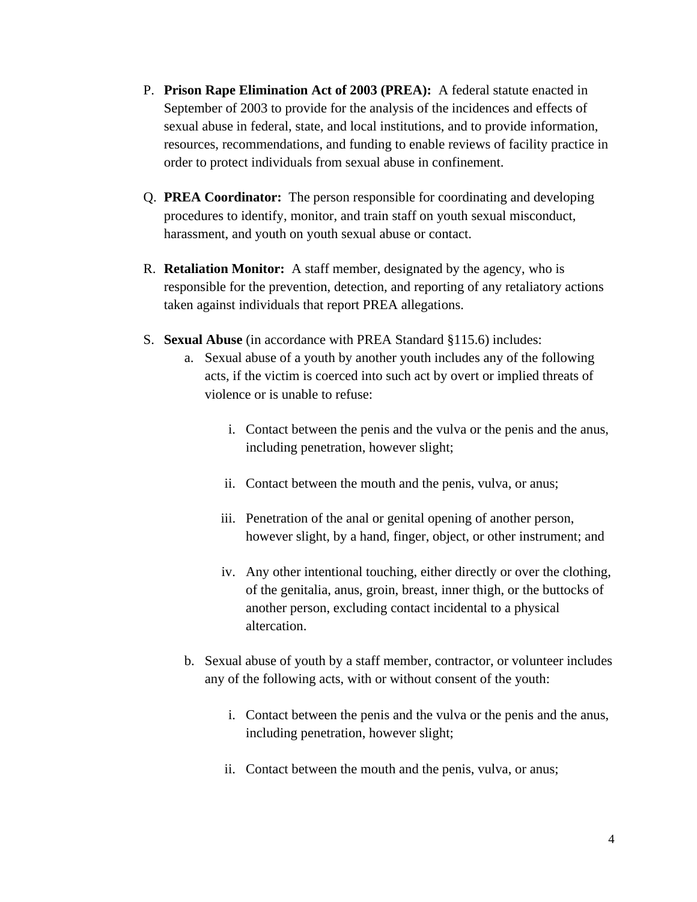P. **Prison Rape Elimination Act of 2003 (PREA):** A federal statute enacted in September of 2003 to provide for the analysis of the incidences and effects of sexual abuse in federal, state, and local institutions, and to provide information, resources, recommendations, and funding to enable reviews of facility practice in order to protect individuals from sexual abuse in confinement.

Q. **PREA Coordinator:** The person responsible for coordinating and developing procedures to identify, monitor, and train staff on youth sexual misconduct, harassment, and youth on youth sexual abuse or contact.

R. **Retaliation Monitor:** A staff member, designated by the agency, who is responsible for the prevention, detection, and reporting of any retaliatory actions taken against individuals that report PREA allegations.

S. **Sexual Abuse** (in accordance with PREA Standard §115.6) includes:

   a. Sexual abuse of a youth by another youth includes any of the following acts, if the victim is coerced into such act by overt or implied threats of violence or is unable to refuse:

      i. Contact between the penis and the vulva or the penis and the anus, including penetration, however slight;

      ii. Contact between the mouth and the penis, vulva, or anus;

      iii. Penetration of the anal or genital opening of another person, however slight, by a hand, finger, object, or other instrument; and

      iv. Any other intentional touching, either directly or over the clothing, of the genitalia, anus, groin, breast, inner thigh, or the buttocks of another person, excluding contact incidental to a physical altercation.

   b. Sexual abuse of youth by a staff member, contractor, or volunteer includes any of the following acts, with or without consent of the youth:

      i. Contact between the penis and the vulva or the penis and the anus, including penetration, however slight;

      ii. Contact between the mouth and the penis, vulva, or anus;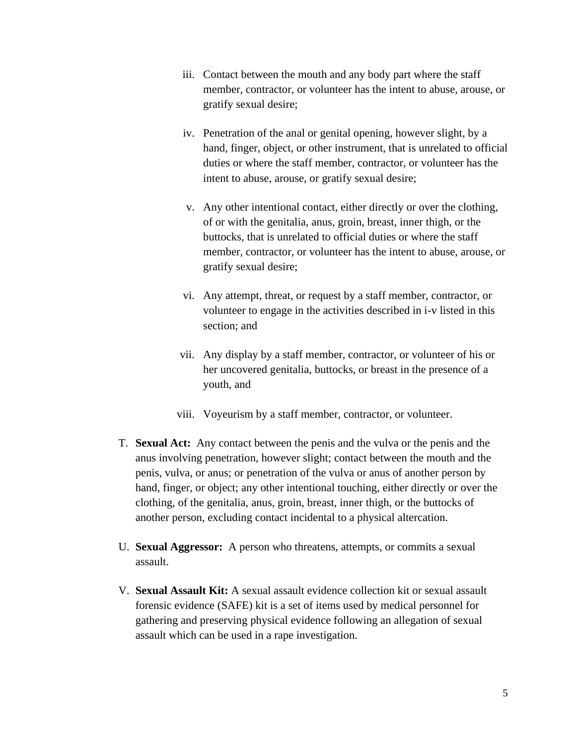iii. Contact between the mouth and any body part where the staff member, contractor, or volunteer has the intent to abuse, arouse, or gratify sexual desire;

iv. Penetration of the anal or genital opening, however slight, by a hand, finger, object, or other instrument, that is unrelated to official duties or where the staff member, contractor, or volunteer has the intent to abuse, arouse, or gratify sexual desire;

v. Any other intentional contact, either directly or over the clothing, of or with the genitalia, anus, groin, breast, inner thigh, or the buttocks, that is unrelated to official duties or where the staff member, contractor, or volunteer has the intent to abuse, arouse, or gratify sexual desire;

vi. Any attempt, threat, or request by a staff member, contractor, or volunteer to engage in the activities described in i-v listed in this section; and

vii. Any display by a staff member, contractor, or volunteer of his or her uncovered genitalia, buttocks, or breast in the presence of a youth, and

viii. Voyeurism by a staff member, contractor, or volunteer.

T. **Sexual Act:** Any contact between the penis and the vulva or the penis and the anus involving penetration, however slight; contact between the mouth and the penis, vulva, or anus; or penetration of the vulva or anus of another person by hand, finger, or object; any other intentional touching, either directly or over the clothing, of the genitalia, anus, groin, breast, inner thigh, or the buttocks of another person, excluding contact incidental to a physical altercation.

U. **Sexual Aggressor:** A person who threatens, attempts, or commits a sexual assault.

V. **Sexual Assault Kit:** A sexual assault evidence collection kit or sexual assault forensic evidence (SAFE) kit is a set of items used by medical personnel for gathering and preserving physical evidence following an allegation of sexual assault which can be used in a rape investigation.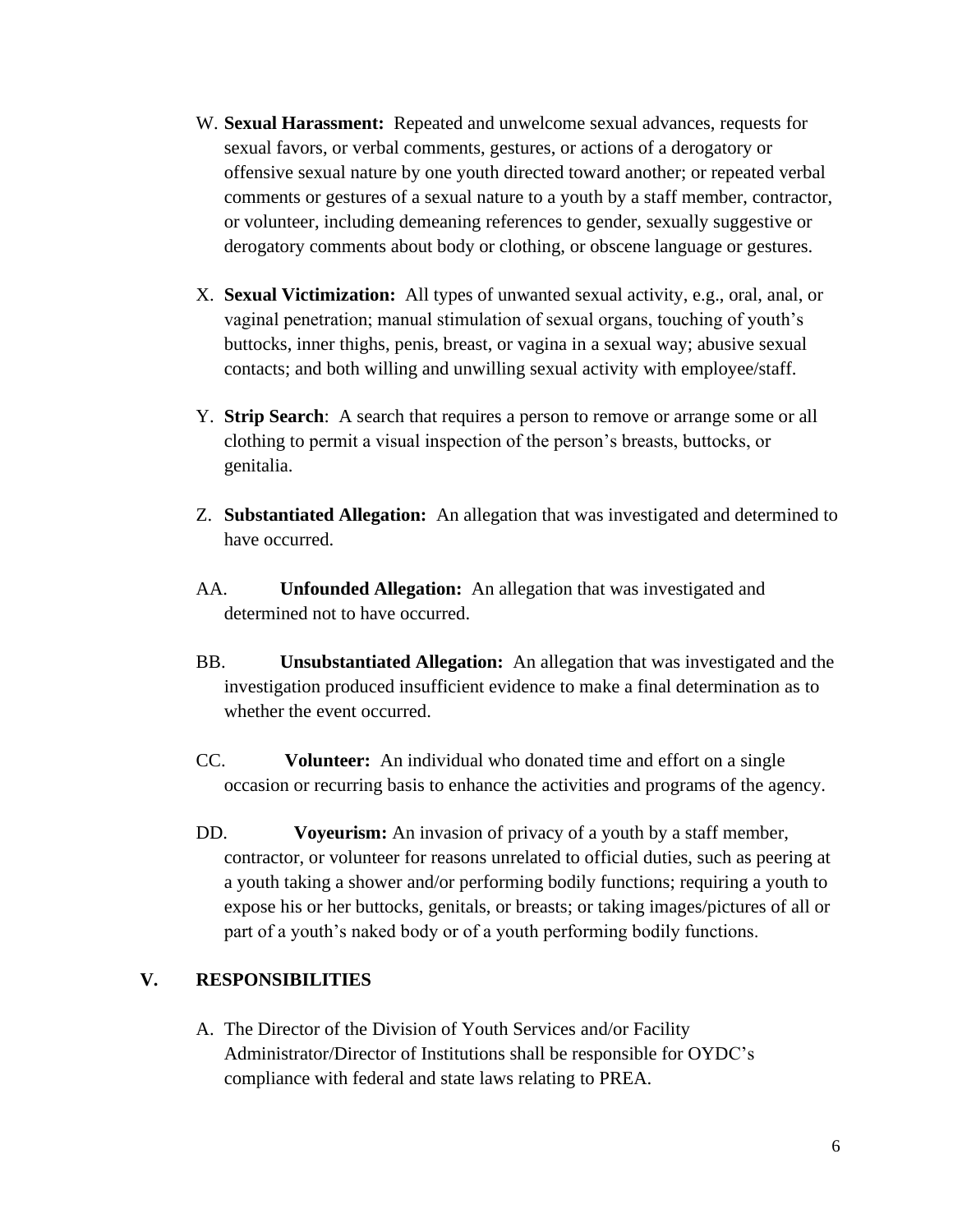W. **Sexual Harassment:** Repeated and unwelcome sexual advances, requests for sexual favors, or verbal comments, gestures, or actions of a derogatory or offensive sexual nature by one youth directed toward another; or repeated verbal comments or gestures of a sexual nature to a youth by a staff member, contractor, or volunteer, including demeaning references to gender, sexually suggestive or derogatory comments about body or clothing, or obscene language or gestures.

X. **Sexual Victimization:** All types of unwanted sexual activity, e.g., oral, anal, or vaginal penetration; manual stimulation of sexual organs, touching of youth's buttocks, inner thighs, penis, breast, or vagina in a sexual way; abusive sexual contacts; and both willing and unwilling sexual activity with employee/staff.

Y. **Strip Search**: A search that requires a person to remove or arrange some or all clothing to permit a visual inspection of the person's breasts, buttocks, or genitalia.

Z. **Substantiated Allegation:** An allegation that was investigated and determined to have occurred.

AA. **Unfounded Allegation:** An allegation that was investigated and determined not to have occurred.

BB. **Unsubstantiated Allegation:** An allegation that was investigated and the investigation produced insufficient evidence to make a final determination as to whether the event occurred.

CC. **Volunteer:** An individual who donated time and effort on a single occasion or recurring basis to enhance the activities and programs of the agency.

DD. **Voyeurism:** An invasion of privacy of a youth by a staff member, contractor, or volunteer for reasons unrelated to official duties, such as peering at a youth taking a shower and/or performing bodily functions; requiring a youth to expose his or her buttocks, genitals, or breasts; or taking images/pictures of all or part of a youth's naked body or of a youth performing bodily functions.

## V. RESPONSIBILITIES

A. The Director of the Division of Youth Services and/or Facility Administrator/Director of Institutions shall be responsible for OYDC's compliance with federal and state laws relating to PREA.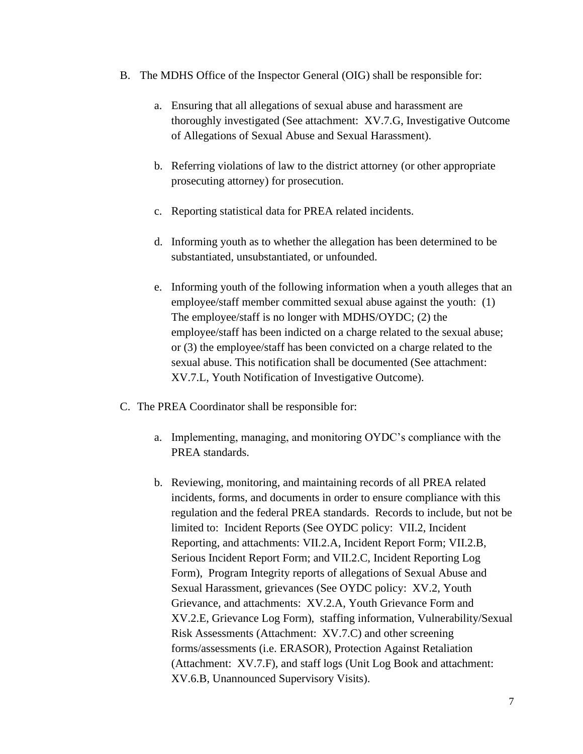B. The MDHS Office of the Inspector General (OIG) shall be responsible for:

   a. Ensuring that all allegations of sexual abuse and harassment are thoroughly investigated (See attachment: XV.7.G, Investigative Outcome of Allegations of Sexual Abuse and Sexual Harassment).

   b. Referring violations of law to the district attorney (or other appropriate prosecuting attorney) for prosecution.

   c. Reporting statistical data for PREA related incidents.

   d. Informing youth as to whether the allegation has been determined to be substantiated, unsubstantiated, or unfounded.

   e. Informing youth of the following information when a youth alleges that an employee/staff member committed sexual abuse against the youth: (1) The employee/staff is no longer with MDHS/OYDC; (2) the employee/staff has been indicted on a charge related to the sexual abuse; or (3) the employee/staff has been convicted on a charge related to the sexual abuse. This notification shall be documented (See attachment: XV.7.L, Youth Notification of Investigative Outcome).

C. The PREA Coordinator shall be responsible for:

   a. Implementing, managing, and monitoring OYDC's compliance with the PREA standards.

   b. Reviewing, monitoring, and maintaining records of all PREA related incidents, forms, and documents in order to ensure compliance with this regulation and the federal PREA standards. Records to include, but not be limited to: Incident Reports (See OYDC policy: VII.2, Incident Reporting, and attachments: VII.2.A, Incident Report Form; VII.2.B, Serious Incident Report Form; and VII.2.C, Incident Reporting Log Form), Program Integrity reports of allegations of Sexual Abuse and Sexual Harassment, grievances (See OYDC policy: XV.2, Youth Grievance, and attachments: XV.2.A, Youth Grievance Form and XV.2.E, Grievance Log Form), staffing information, Vulnerability/Sexual Risk Assessments (Attachment: XV.7.C) and other screening forms/assessments (i.e. ERASOR), Protection Against Retaliation (Attachment: XV.7.F), and staff logs (Unit Log Book and attachment: XV.6.B, Unannounced Supervisory Visits).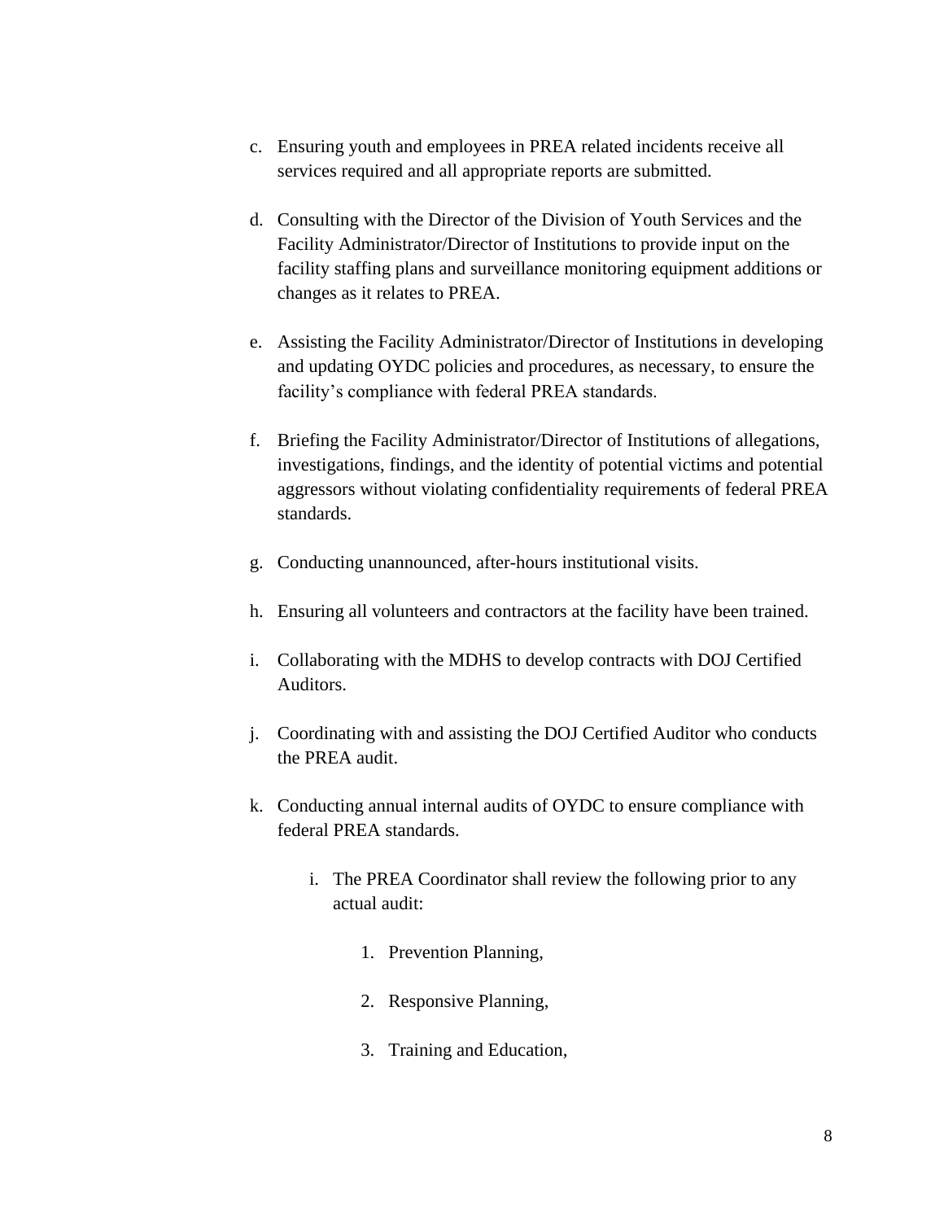c. Ensuring youth and employees in PREA related incidents receive all services required and all appropriate reports are submitted.

d. Consulting with the Director of the Division of Youth Services and the Facility Administrator/Director of Institutions to provide input on the facility staffing plans and surveillance monitoring equipment additions or changes as it relates to PREA.

e. Assisting the Facility Administrator/Director of Institutions in developing and updating OYDC policies and procedures, as necessary, to ensure the facility's compliance with federal PREA standards.

f. Briefing the Facility Administrator/Director of Institutions of allegations, investigations, findings, and the identity of potential victims and potential aggressors without violating confidentiality requirements of federal PREA standards.

g. Conducting unannounced, after-hours institutional visits.

h. Ensuring all volunteers and contractors at the facility have been trained.

i. Collaborating with the MDHS to develop contracts with DOJ Certified Auditors.

j. Coordinating with and assisting the DOJ Certified Auditor who conducts the PREA audit.

k. Conducting annual internal audits of OYDC to ensure compliance with federal PREA standards.

    i. The PREA Coordinator shall review the following prior to any actual audit:

        1. Prevention Planning,

        2. Responsive Planning,

        3. Training and Education,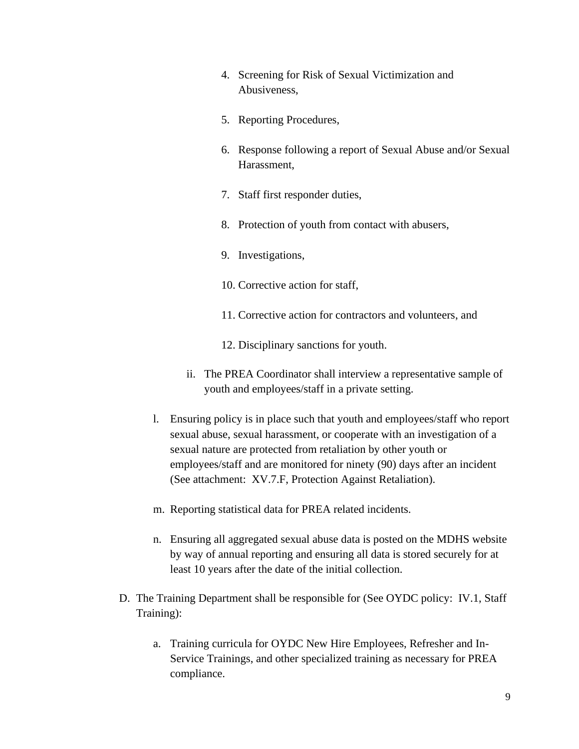4. Screening for Risk of Sexual Victimization and Abusiveness,

5. Reporting Procedures,

6. Response following a report of Sexual Abuse and/or Sexual Harassment,

7. Staff first responder duties,

8. Protection of youth from contact with abusers,

9. Investigations,

10. Corrective action for staff,

11. Corrective action for contractors and volunteers, and

12. Disciplinary sanctions for youth.

ii. The PREA Coordinator shall interview a representative sample of youth and employees/staff in a private setting.

l. Ensuring policy is in place such that youth and employees/staff who report sexual abuse, sexual harassment, or cooperate with an investigation of a sexual nature are protected from retaliation by other youth or employees/staff and are monitored for ninety (90) days after an incident (See attachment: XV.7.F, Protection Against Retaliation).

m. Reporting statistical data for PREA related incidents.

n. Ensuring all aggregated sexual abuse data is posted on the MDHS website by way of annual reporting and ensuring all data is stored securely for at least 10 years after the date of the initial collection.

D. The Training Department shall be responsible for (See OYDC policy: IV.1, Staff Training):

a. Training curricula for OYDC New Hire Employees, Refresher and In-Service Trainings, and other specialized training as necessary for PREA compliance.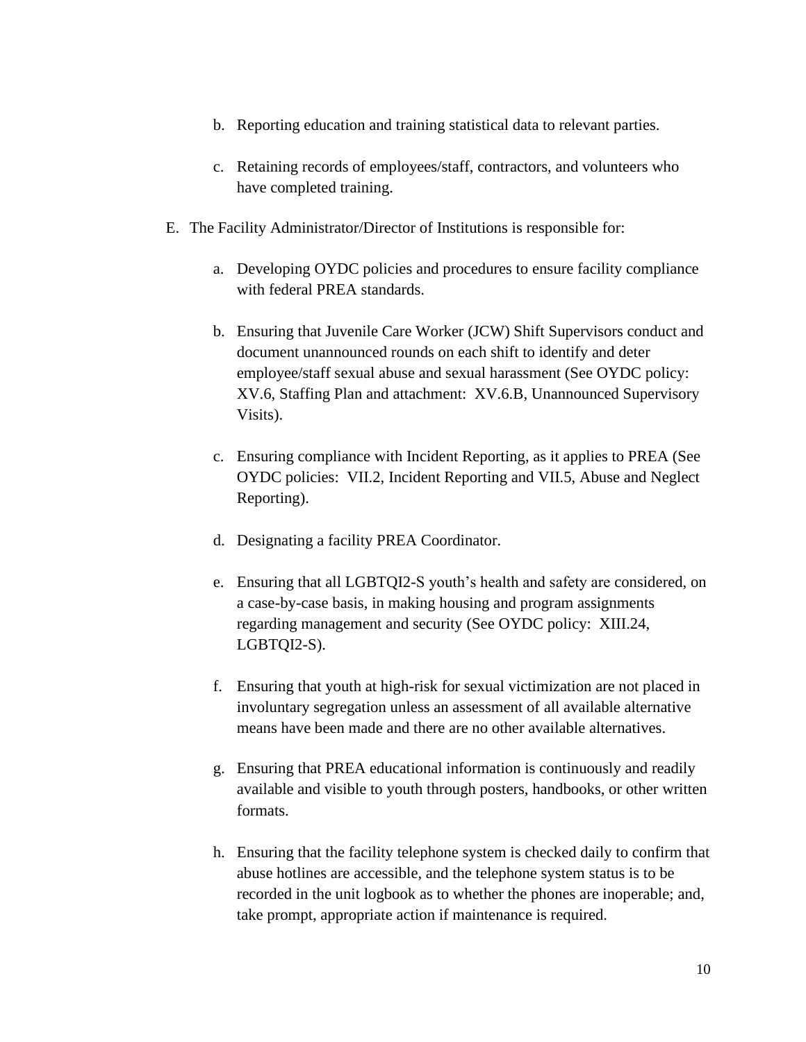b. Reporting education and training statistical data to relevant parties.

c. Retaining records of employees/staff, contractors, and volunteers who have completed training.

E. The Facility Administrator/Director of Institutions is responsible for:

a. Developing OYDC policies and procedures to ensure facility compliance with federal PREA standards.

b. Ensuring that Juvenile Care Worker (JCW) Shift Supervisors conduct and document unannounced rounds on each shift to identify and deter employee/staff sexual abuse and sexual harassment (See OYDC policy: XV.6, Staffing Plan and attachment: XV.6.B, Unannounced Supervisory Visits).

c. Ensuring compliance with Incident Reporting, as it applies to PREA (See OYDC policies: VII.2, Incident Reporting and VII.5, Abuse and Neglect Reporting).

d. Designating a facility PREA Coordinator.

e. Ensuring that all LGBTQI2-S youth's health and safety are considered, on a case-by-case basis, in making housing and program assignments regarding management and security (See OYDC policy: XIII.24, LGBTQI2-S).

f. Ensuring that youth at high-risk for sexual victimization are not placed in involuntary segregation unless an assessment of all available alternative means have been made and there are no other available alternatives.

g. Ensuring that PREA educational information is continuously and readily available and visible to youth through posters, handbooks, or other written formats.

h. Ensuring that the facility telephone system is checked daily to confirm that abuse hotlines are accessible, and the telephone system status is to be recorded in the unit logbook as to whether the phones are inoperable; and, take prompt, appropriate action if maintenance is required.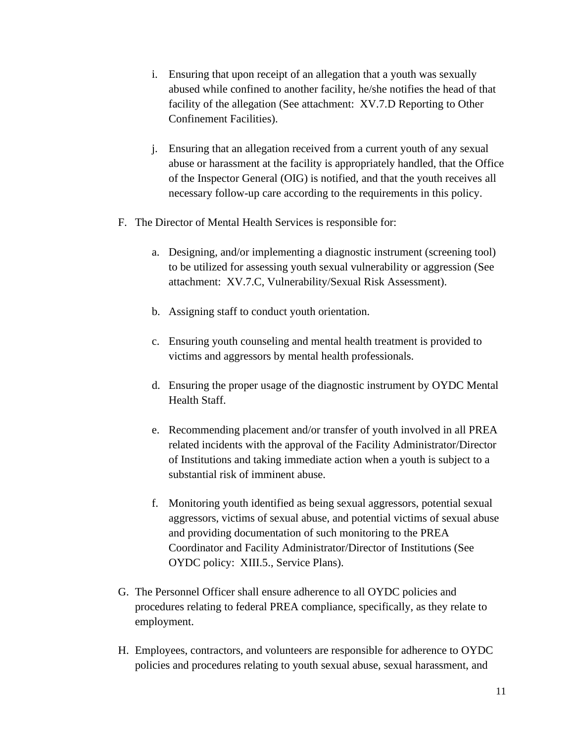i. Ensuring that upon receipt of an allegation that a youth was sexually abused while confined to another facility, he/she notifies the head of that facility of the allegation (See attachment: XV.7.D Reporting to Other Confinement Facilities).

j. Ensuring that an allegation received from a current youth of any sexual abuse or harassment at the facility is appropriately handled, that the Office of the Inspector General (OIG) is notified, and that the youth receives all necessary follow-up care according to the requirements in this policy.

F. The Director of Mental Health Services is responsible for:

a. Designing, and/or implementing a diagnostic instrument (screening tool) to be utilized for assessing youth sexual vulnerability or aggression (See attachment: XV.7.C, Vulnerability/Sexual Risk Assessment).

b. Assigning staff to conduct youth orientation.

c. Ensuring youth counseling and mental health treatment is provided to victims and aggressors by mental health professionals.

d. Ensuring the proper usage of the diagnostic instrument by OYDC Mental Health Staff.

e. Recommending placement and/or transfer of youth involved in all PREA related incidents with the approval of the Facility Administrator/Director of Institutions and taking immediate action when a youth is subject to a substantial risk of imminent abuse.

f. Monitoring youth identified as being sexual aggressors, potential sexual aggressors, victims of sexual abuse, and potential victims of sexual abuse and providing documentation of such monitoring to the PREA Coordinator and Facility Administrator/Director of Institutions (See OYDC policy: XIII.5., Service Plans).

G. The Personnel Officer shall ensure adherence to all OYDC policies and procedures relating to federal PREA compliance, specifically, as they relate to employment.

H. Employees, contractors, and volunteers are responsible for adherence to OYDC policies and procedures relating to youth sexual abuse, sexual harassment, and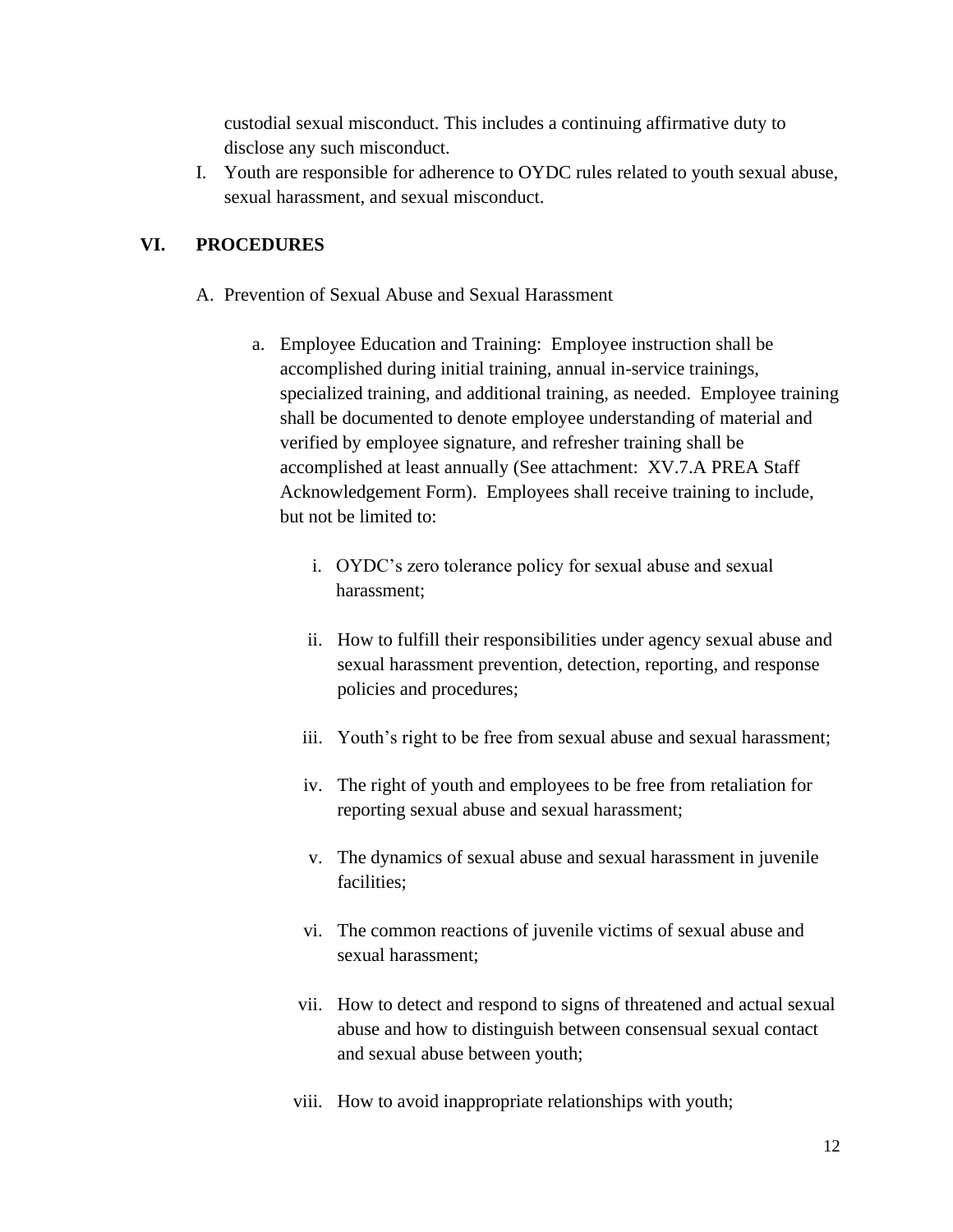custodial sexual misconduct. This includes a continuing affirmative duty to disclose any such misconduct.

I. Youth are responsible for adherence to OYDC rules related to youth sexual abuse, sexual harassment, and sexual misconduct.

## VI. PROCEDURES

A. Prevention of Sexual Abuse and Sexual Harassment

a. Employee Education and Training: Employee instruction shall be accomplished during initial training, annual in-service trainings, specialized training, and additional training, as needed. Employee training shall be documented to denote employee understanding of material and verified by employee signature, and refresher training shall be accomplished at least annually (See attachment: XV.7.A PREA Staff Acknowledgement Form). Employees shall receive training to include, but not be limited to:

i. OYDC's zero tolerance policy for sexual abuse and sexual harassment;

ii. How to fulfill their responsibilities under agency sexual abuse and sexual harassment prevention, detection, reporting, and response policies and procedures;

iii. Youth's right to be free from sexual abuse and sexual harassment;

iv. The right of youth and employees to be free from retaliation for reporting sexual abuse and sexual harassment;

v. The dynamics of sexual abuse and sexual harassment in juvenile facilities;

vi. The common reactions of juvenile victims of sexual abuse and sexual harassment;

vii. How to detect and respond to signs of threatened and actual sexual abuse and how to distinguish between consensual sexual contact and sexual abuse between youth;

viii. How to avoid inappropriate relationships with youth;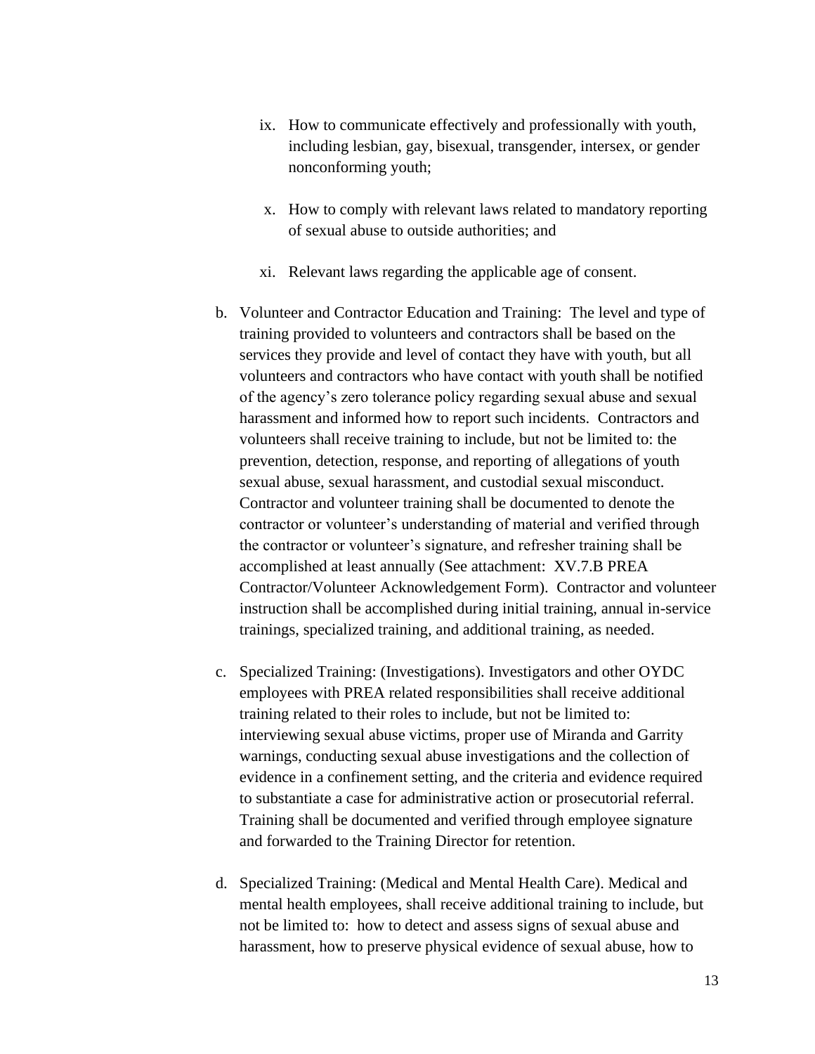ix. How to communicate effectively and professionally with youth, including lesbian, gay, bisexual, transgender, intersex, or gender nonconforming youth;

   x. How to comply with relevant laws related to mandatory reporting of sexual abuse to outside authorities; and

   xi. Relevant laws regarding the applicable age of consent.

b. Volunteer and Contractor Education and Training: The level and type of training provided to volunteers and contractors shall be based on the services they provide and level of contact they have with youth, but all volunteers and contractors who have contact with youth shall be notified of the agency's zero tolerance policy regarding sexual abuse and sexual harassment and informed how to report such incidents. Contractors and volunteers shall receive training to include, but not be limited to: the prevention, detection, response, and reporting of allegations of youth sexual abuse, sexual harassment, and custodial sexual misconduct. Contractor and volunteer training shall be documented to denote the contractor or volunteer's understanding of material and verified through the contractor or volunteer's signature, and refresher training shall be accomplished at least annually (See attachment: XV.7.B PREA Contractor/Volunteer Acknowledgement Form). Contractor and volunteer instruction shall be accomplished during initial training, annual in-service trainings, specialized training, and additional training, as needed.

c. Specialized Training: (Investigations). Investigators and other OYDC employees with PREA related responsibilities shall receive additional training related to their roles to include, but not be limited to: interviewing sexual abuse victims, proper use of Miranda and Garrity warnings, conducting sexual abuse investigations and the collection of evidence in a confinement setting, and the criteria and evidence required to substantiate a case for administrative action or prosecutorial referral. Training shall be documented and verified through employee signature and forwarded to the Training Director for retention.

d. Specialized Training: (Medical and Mental Health Care). Medical and mental health employees, shall receive additional training to include, but not be limited to: how to detect and assess signs of sexual abuse and harassment, how to preserve physical evidence of sexual abuse, how to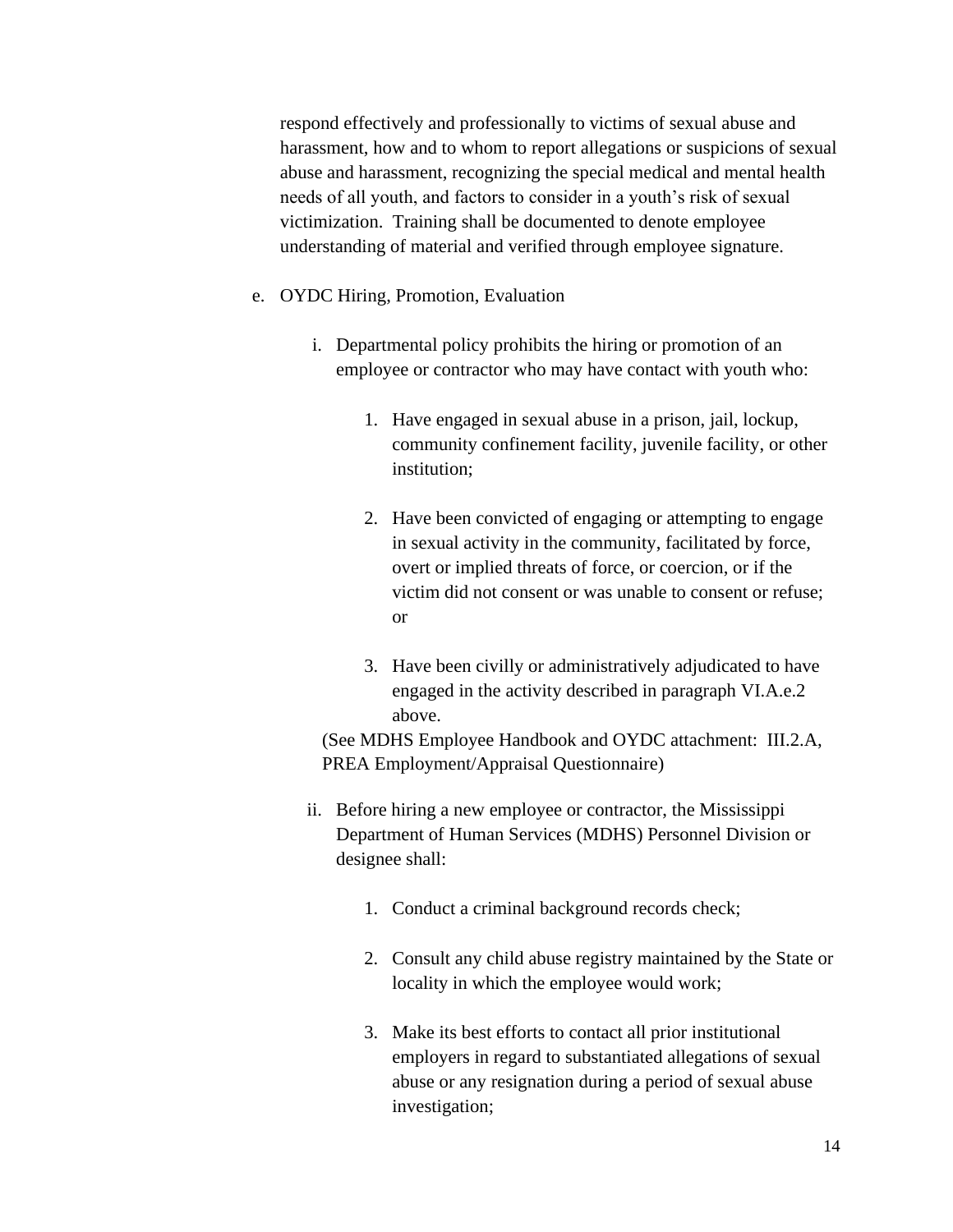respond effectively and professionally to victims of sexual abuse and harassment, how and to whom to report allegations or suspicions of sexual abuse and harassment, recognizing the special medical and mental health needs of all youth, and factors to consider in a youth's risk of sexual victimization. Training shall be documented to denote employee understanding of material and verified through employee signature.

e. OYDC Hiring, Promotion, Evaluation

   i. Departmental policy prohibits the hiring or promotion of an employee or contractor who may have contact with youth who:

      1. Have engaged in sexual abuse in a prison, jail, lockup, community confinement facility, juvenile facility, or other institution;

      2. Have been convicted of engaging or attempting to engage in sexual activity in the community, facilitated by force, overt or implied threats of force, or coercion, or if the victim did not consent or was unable to consent or refuse; or

      3. Have been civilly or administratively adjudicated to have engaged in the activity described in paragraph VI.A.e.2 above.

   (See MDHS Employee Handbook and OYDC attachment: III.2.A, PREA Employment/Appraisal Questionnaire)

   ii. Before hiring a new employee or contractor, the Mississippi Department of Human Services (MDHS) Personnel Division or designee shall:

      1. Conduct a criminal background records check;

      2. Consult any child abuse registry maintained by the State or locality in which the employee would work;

      3. Make its best efforts to contact all prior institutional employers in regard to substantiated allegations of sexual abuse or any resignation during a period of sexual abuse investigation;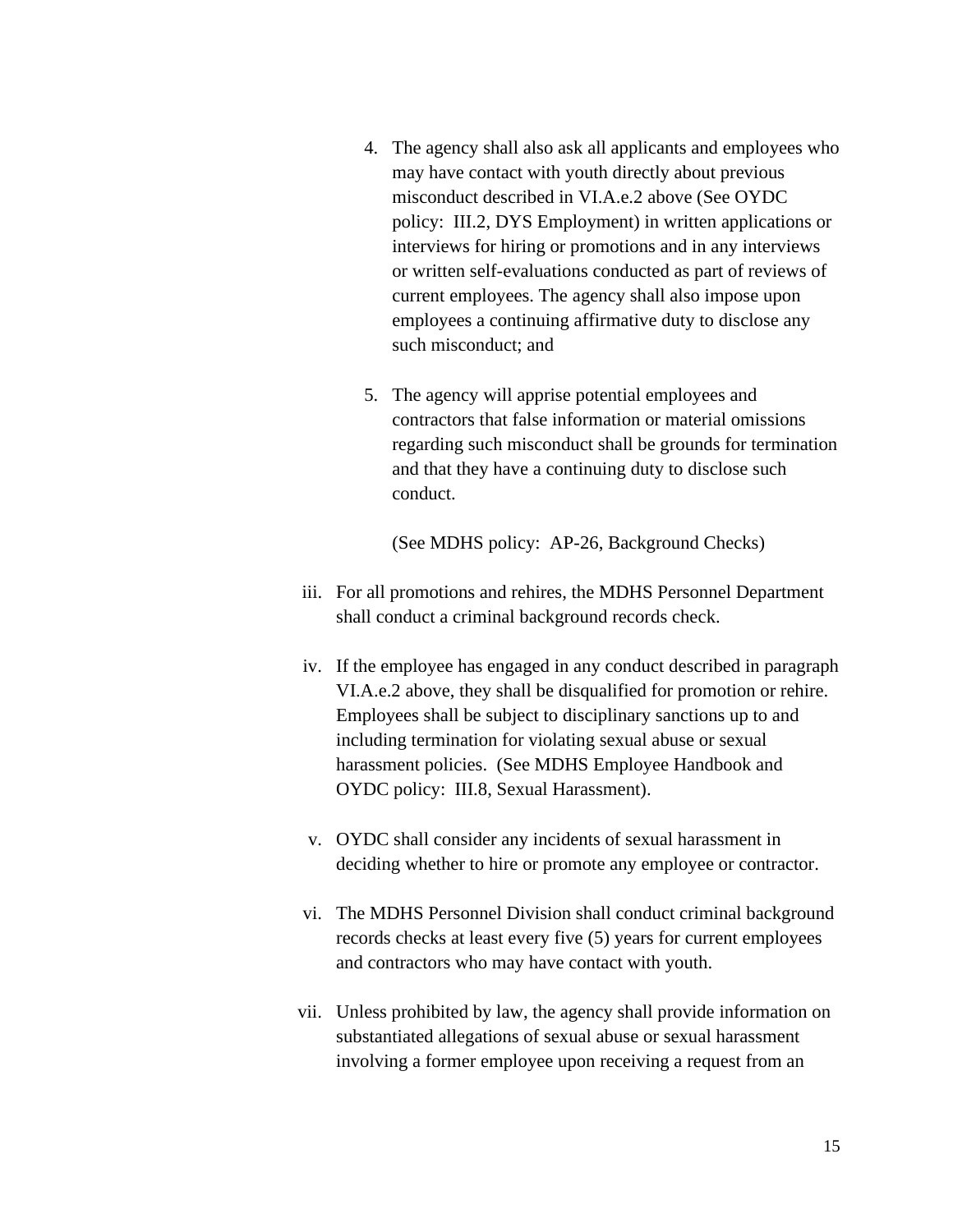4. The agency shall also ask all applicants and employees who may have contact with youth directly about previous misconduct described in VI.A.e.2 above (See OYDC policy: III.2, DYS Employment) in written applications or interviews for hiring or promotions and in any interviews or written self-evaluations conducted as part of reviews of current employees. The agency shall also impose upon employees a continuing affirmative duty to disclose any such misconduct; and

5. The agency will apprise potential employees and contractors that false information or material omissions regarding such misconduct shall be grounds for termination and that they have a continuing duty to disclose such conduct.

   (See MDHS policy: AP-26, Background Checks)

iii. For all promotions and rehires, the MDHS Personnel Department shall conduct a criminal background records check.

iv. If the employee has engaged in any conduct described in paragraph VI.A.e.2 above, they shall be disqualified for promotion or rehire. Employees shall be subject to disciplinary sanctions up to and including termination for violating sexual abuse or sexual harassment policies. (See MDHS Employee Handbook and OYDC policy: III.8, Sexual Harassment).

v. OYDC shall consider any incidents of sexual harassment in deciding whether to hire or promote any employee or contractor.

vi. The MDHS Personnel Division shall conduct criminal background records checks at least every five (5) years for current employees and contractors who may have contact with youth.

vii. Unless prohibited by law, the agency shall provide information on substantiated allegations of sexual abuse or sexual harassment involving a former employee upon receiving a request from an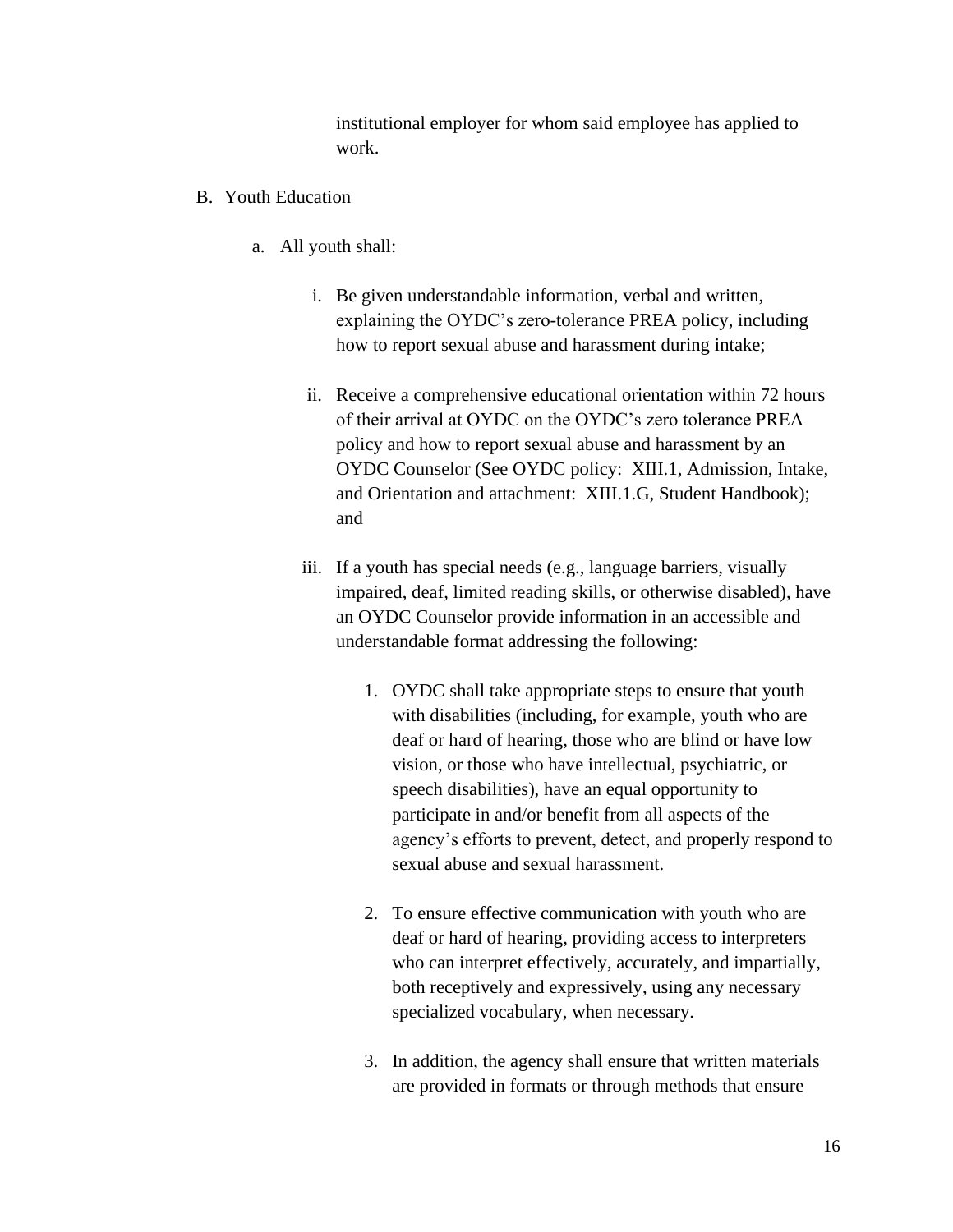institutional employer for whom said employee has applied to work.

B. Youth Education

   a. All youth shall:

      i. Be given understandable information, verbal and written, explaining the OYDC's zero-tolerance PREA policy, including how to report sexual abuse and harassment during intake;

      ii. Receive a comprehensive educational orientation within 72 hours of their arrival at OYDC on the OYDC's zero tolerance PREA policy and how to report sexual abuse and harassment by an OYDC Counselor (See OYDC policy: XIII.1, Admission, Intake, and Orientation and attachment: XIII.1.G, Student Handbook); and

      iii. If a youth has special needs (e.g., language barriers, visually impaired, deaf, limited reading skills, or otherwise disabled), have an OYDC Counselor provide information in an accessible and understandable format addressing the following:

         1. OYDC shall take appropriate steps to ensure that youth with disabilities (including, for example, youth who are deaf or hard of hearing, those who are blind or have low vision, or those who have intellectual, psychiatric, or speech disabilities), have an equal opportunity to participate in and/or benefit from all aspects of the agency's efforts to prevent, detect, and properly respond to sexual abuse and sexual harassment.

         2. To ensure effective communication with youth who are deaf or hard of hearing, providing access to interpreters who can interpret effectively, accurately, and impartially, both receptively and expressively, using any necessary specialized vocabulary, when necessary.

         3. In addition, the agency shall ensure that written materials are provided in formats or through methods that ensure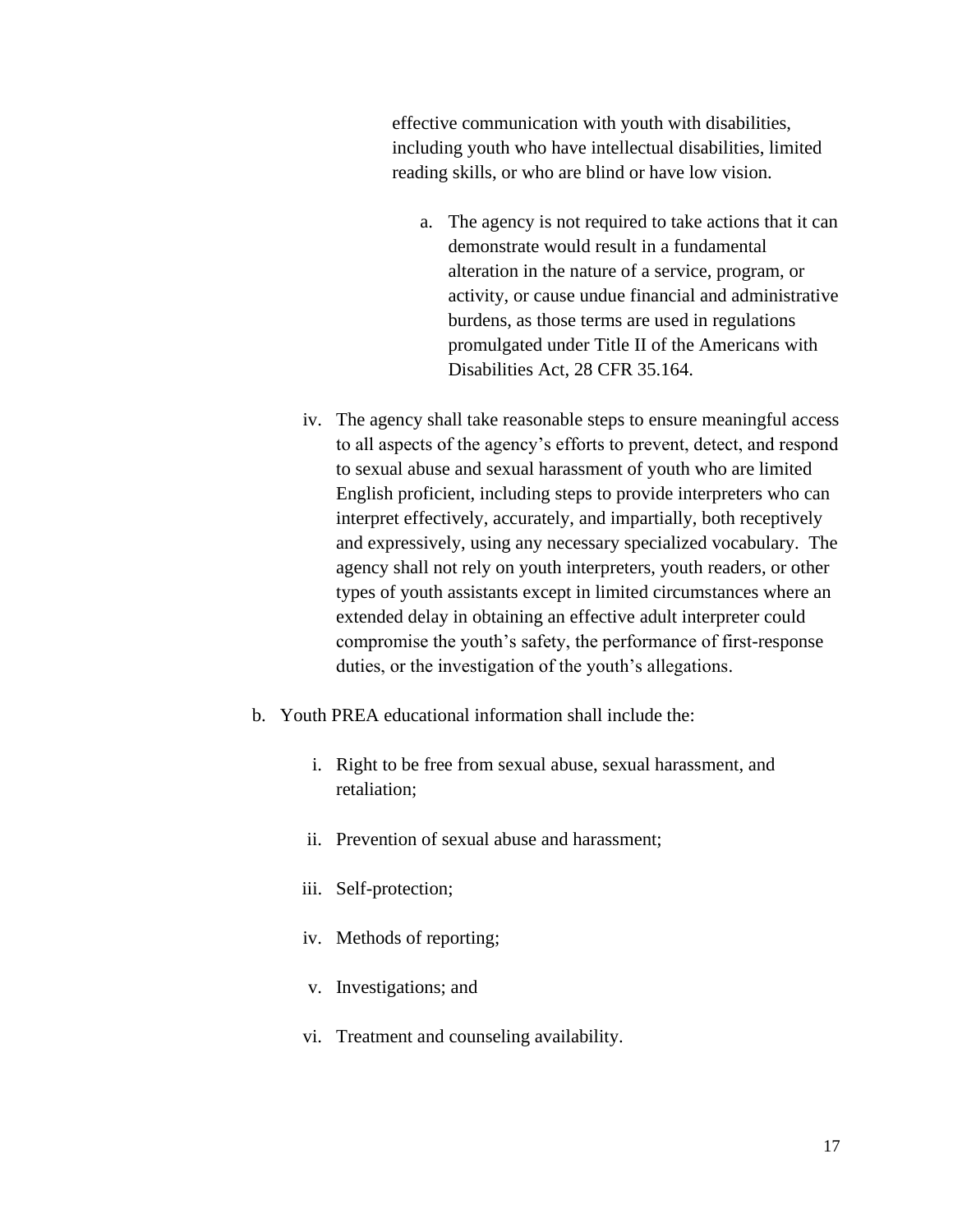effective communication with youth with disabilities, including youth who have intellectual disabilities, limited reading skills, or who are blind or have low vision.

a. The agency is not required to take actions that it can demonstrate would result in a fundamental alteration in the nature of a service, program, or activity, or cause undue financial and administrative burdens, as those terms are used in regulations promulgated under Title II of the Americans with Disabilities Act, 28 CFR 35.164.

iv. The agency shall take reasonable steps to ensure meaningful access to all aspects of the agency's efforts to prevent, detect, and respond to sexual abuse and sexual harassment of youth who are limited English proficient, including steps to provide interpreters who can interpret effectively, accurately, and impartially, both receptively and expressively, using any necessary specialized vocabulary. The agency shall not rely on youth interpreters, youth readers, or other types of youth assistants except in limited circumstances where an extended delay in obtaining an effective adult interpreter could compromise the youth's safety, the performance of first-response duties, or the investigation of the youth's allegations.

b. Youth PREA educational information shall include the:

   i. Right to be free from sexual abuse, sexual harassment, and retaliation;

   ii. Prevention of sexual abuse and harassment;

   iii. Self-protection;

   iv. Methods of reporting;

   v. Investigations; and

   vi. Treatment and counseling availability.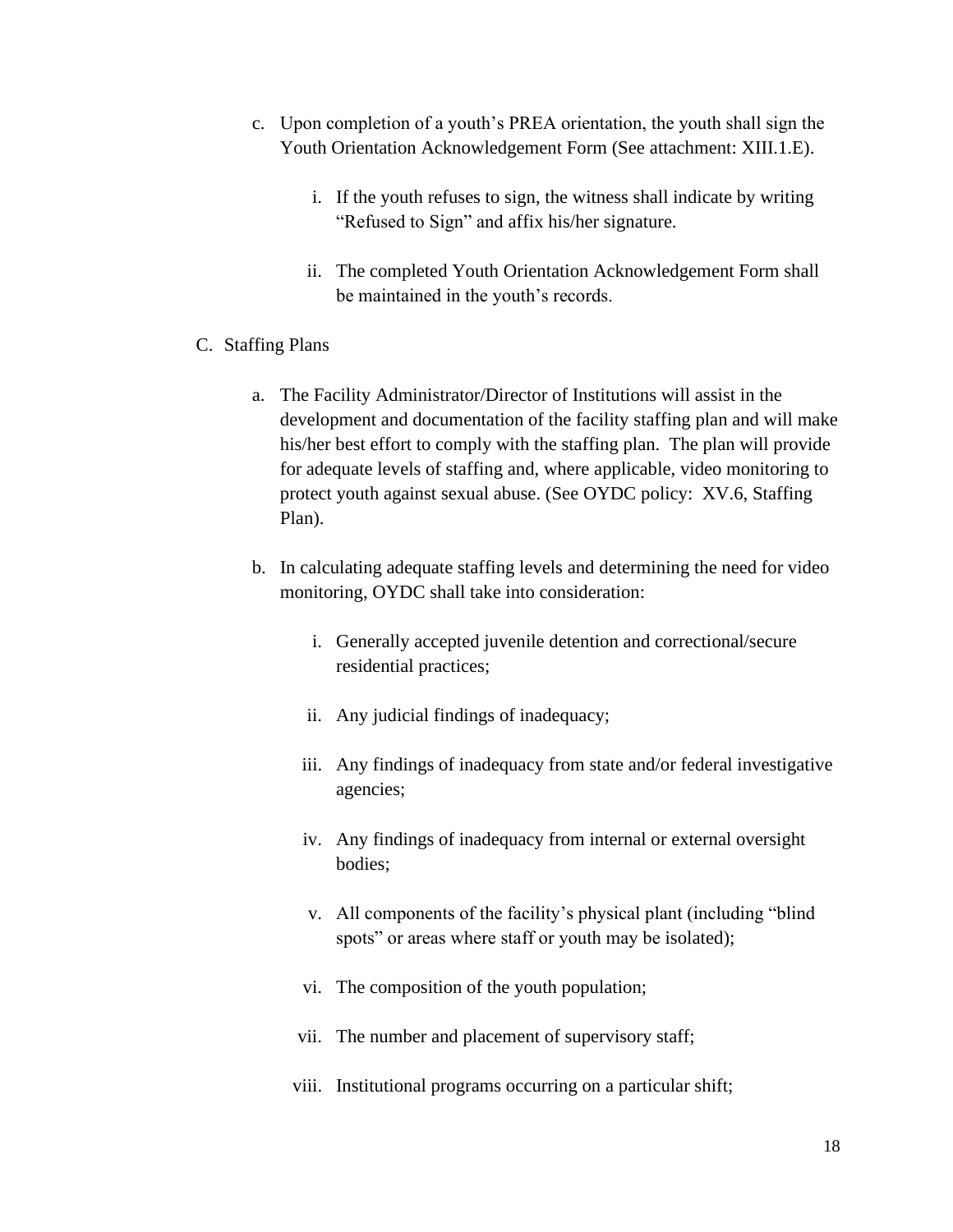c. Upon completion of a youth's PREA orientation, the youth shall sign the Youth Orientation Acknowledgement Form (See attachment: XIII.1.E).

   i. If the youth refuses to sign, the witness shall indicate by writing "Refused to Sign" and affix his/her signature.

   ii. The completed Youth Orientation Acknowledgement Form shall be maintained in the youth's records.

C. Staffing Plans

a. The Facility Administrator/Director of Institutions will assist in the development and documentation of the facility staffing plan and will make his/her best effort to comply with the staffing plan. The plan will provide for adequate levels of staffing and, where applicable, video monitoring to protect youth against sexual abuse. (See OYDC policy: XV.6, Staffing Plan).

b. In calculating adequate staffing levels and determining the need for video monitoring, OYDC shall take into consideration:

   i. Generally accepted juvenile detention and correctional/secure residential practices;

   ii. Any judicial findings of inadequacy;

   iii. Any findings of inadequacy from state and/or federal investigative agencies;

   iv. Any findings of inadequacy from internal or external oversight bodies;

   v. All components of the facility's physical plant (including "blind spots" or areas where staff or youth may be isolated);

   vi. The composition of the youth population;

   vii. The number and placement of supervisory staff;

   viii. Institutional programs occurring on a particular shift;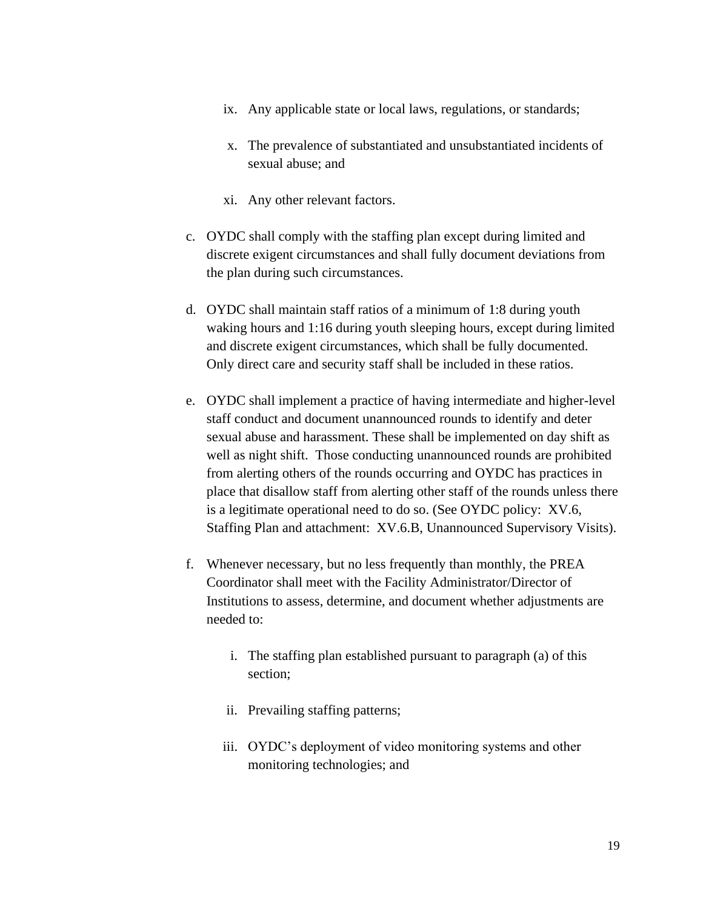ix. Any applicable state or local laws, regulations, or standards;

x. The prevalence of substantiated and unsubstantiated incidents of sexual abuse; and

xi. Any other relevant factors.

c. OYDC shall comply with the staffing plan except during limited and discrete exigent circumstances and shall fully document deviations from the plan during such circumstances.

d. OYDC shall maintain staff ratios of a minimum of 1:8 during youth waking hours and 1:16 during youth sleeping hours, except during limited and discrete exigent circumstances, which shall be fully documented. Only direct care and security staff shall be included in these ratios.

e. OYDC shall implement a practice of having intermediate and higher-level staff conduct and document unannounced rounds to identify and deter sexual abuse and harassment. These shall be implemented on day shift as well as night shift. Those conducting unannounced rounds are prohibited from alerting others of the rounds occurring and OYDC has practices in place that disallow staff from alerting other staff of the rounds unless there is a legitimate operational need to do so. (See OYDC policy: XV.6, Staffing Plan and attachment: XV.6.B, Unannounced Supervisory Visits).

f. Whenever necessary, but no less frequently than monthly, the PREA Coordinator shall meet with the Facility Administrator/Director of Institutions to assess, determine, and document whether adjustments are needed to:

i. The staffing plan established pursuant to paragraph (a) of this section;

ii. Prevailing staffing patterns;

iii. OYDC's deployment of video monitoring systems and other monitoring technologies; and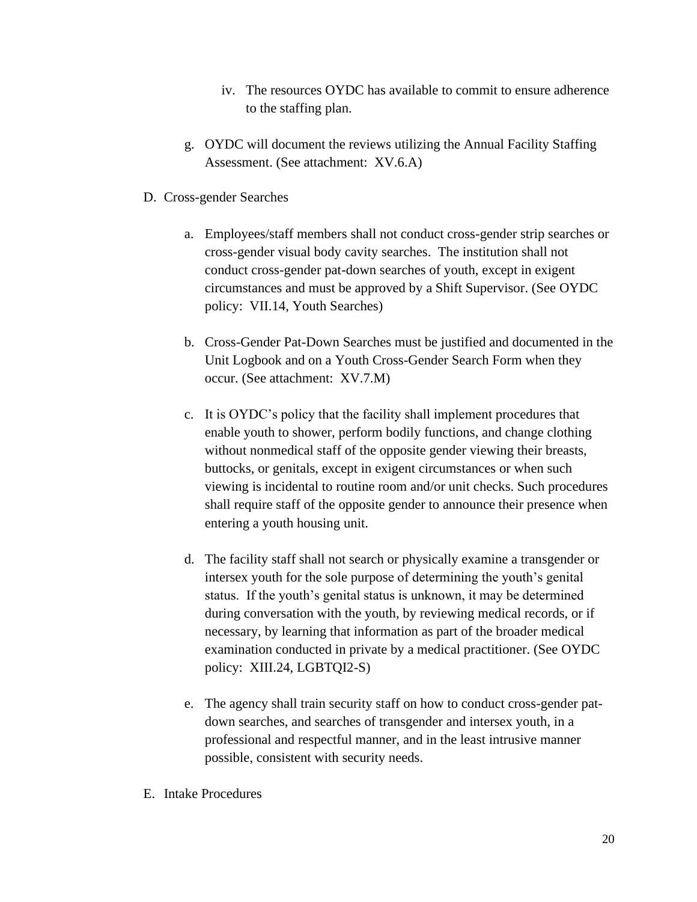iv. The resources OYDC has available to commit to ensure adherence to the staffing plan.

g. OYDC will document the reviews utilizing the Annual Facility Staffing Assessment. (See attachment: XV.6.A)

D. Cross-gender Searches

a. Employees/staff members shall not conduct cross-gender strip searches or cross-gender visual body cavity searches. The institution shall not conduct cross-gender pat-down searches of youth, except in exigent circumstances and must be approved by a Shift Supervisor. (See OYDC policy: VII.14, Youth Searches)

b. Cross-Gender Pat-Down Searches must be justified and documented in the Unit Logbook and on a Youth Cross-Gender Search Form when they occur. (See attachment: XV.7.M)

c. It is OYDC's policy that the facility shall implement procedures that enable youth to shower, perform bodily functions, and change clothing without nonmedical staff of the opposite gender viewing their breasts, buttocks, or genitals, except in exigent circumstances or when such viewing is incidental to routine room and/or unit checks. Such procedures shall require staff of the opposite gender to announce their presence when entering a youth housing unit.

d. The facility staff shall not search or physically examine a transgender or intersex youth for the sole purpose of determining the youth's genital status. If the youth's genital status is unknown, it may be determined during conversation with the youth, by reviewing medical records, or if necessary, by learning that information as part of the broader medical examination conducted in private by a medical practitioner. (See OYDC policy: XIII.24, LGBTQI2-S)

e. The agency shall train security staff on how to conduct cross-gender pat-down searches, and searches of transgender and intersex youth, in a professional and respectful manner, and in the least intrusive manner possible, consistent with security needs.

E. Intake Procedures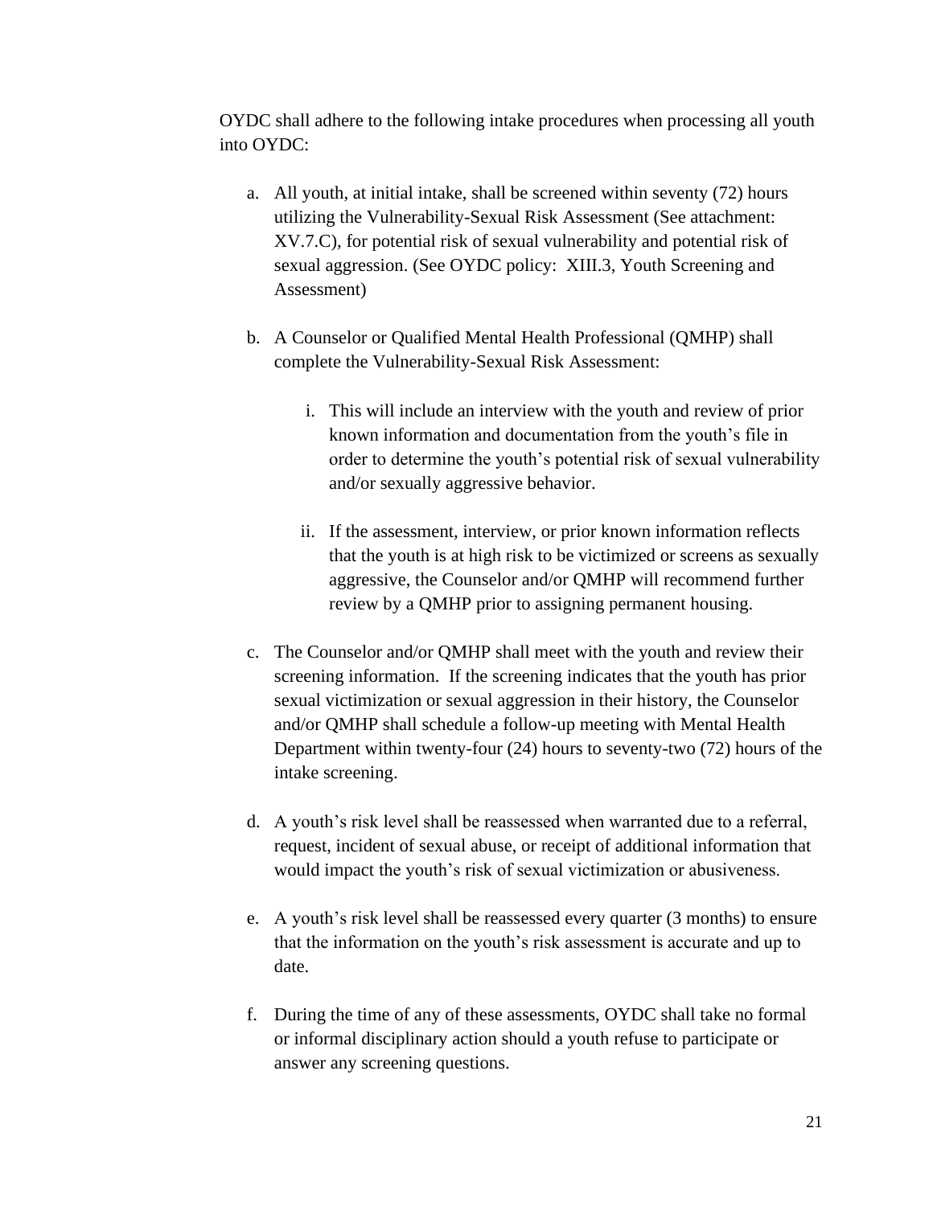OYDC shall adhere to the following intake procedures when processing all youth into OYDC:

a. All youth, at initial intake, shall be screened within seventy (72) hours utilizing the Vulnerability-Sexual Risk Assessment (See attachment: XV.7.C), for potential risk of sexual vulnerability and potential risk of sexual aggression. (See OYDC policy: XIII.3, Youth Screening and Assessment)

b. A Counselor or Qualified Mental Health Professional (QMHP) shall complete the Vulnerability-Sexual Risk Assessment:

    i. This will include an interview with the youth and review of prior known information and documentation from the youth's file in order to determine the youth's potential risk of sexual vulnerability and/or sexually aggressive behavior.

    ii. If the assessment, interview, or prior known information reflects that the youth is at high risk to be victimized or screens as sexually aggressive, the Counselor and/or QMHP will recommend further review by a QMHP prior to assigning permanent housing.

c. The Counselor and/or QMHP shall meet with the youth and review their screening information. If the screening indicates that the youth has prior sexual victimization or sexual aggression in their history, the Counselor and/or QMHP shall schedule a follow-up meeting with Mental Health Department within twenty-four (24) hours to seventy-two (72) hours of the intake screening.

d. A youth's risk level shall be reassessed when warranted due to a referral, request, incident of sexual abuse, or receipt of additional information that would impact the youth's risk of sexual victimization or abusiveness.

e. A youth's risk level shall be reassessed every quarter (3 months) to ensure that the information on the youth's risk assessment is accurate and up to date.

f. During the time of any of these assessments, OYDC shall take no formal or informal disciplinary action should a youth refuse to participate or answer any screening questions.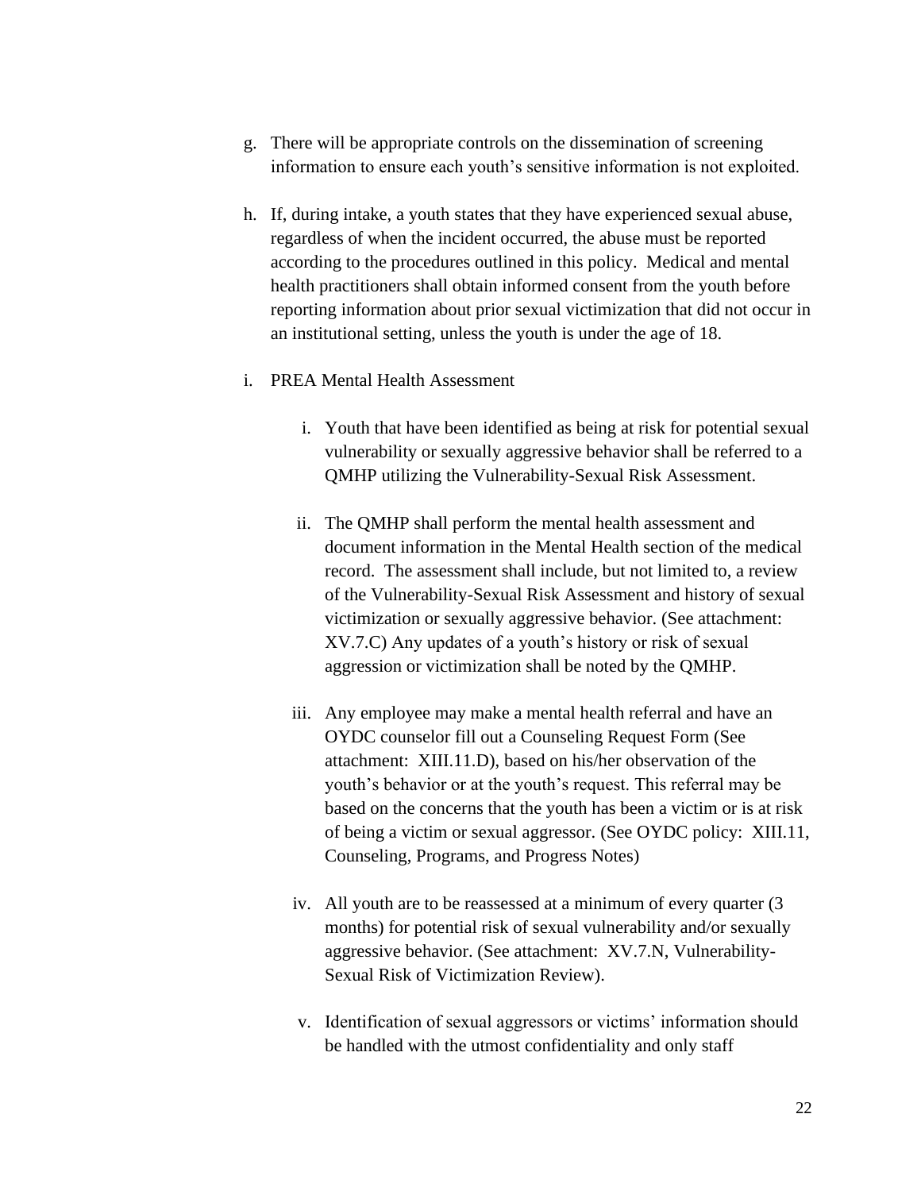g. There will be appropriate controls on the dissemination of screening information to ensure each youth's sensitive information is not exploited.

h. If, during intake, a youth states that they have experienced sexual abuse, regardless of when the incident occurred, the abuse must be reported according to the procedures outlined in this policy. Medical and mental health practitioners shall obtain informed consent from the youth before reporting information about prior sexual victimization that did not occur in an institutional setting, unless the youth is under the age of 18.

i. PREA Mental Health Assessment

   i. Youth that have been identified as being at risk for potential sexual vulnerability or sexually aggressive behavior shall be referred to a QMHP utilizing the Vulnerability-Sexual Risk Assessment.

   ii. The QMHP shall perform the mental health assessment and document information in the Mental Health section of the medical record. The assessment shall include, but not limited to, a review of the Vulnerability-Sexual Risk Assessment and history of sexual victimization or sexually aggressive behavior. (See attachment: XV.7.C) Any updates of a youth's history or risk of sexual aggression or victimization shall be noted by the QMHP.

   iii. Any employee may make a mental health referral and have an OYDC counselor fill out a Counseling Request Form (See attachment: XIII.11.D), based on his/her observation of the youth's behavior or at the youth's request. This referral may be based on the concerns that the youth has been a victim or is at risk of being a victim or sexual aggressor. (See OYDC policy: XIII.11, Counseling, Programs, and Progress Notes)

   iv. All youth are to be reassessed at a minimum of every quarter (3 months) for potential risk of sexual vulnerability and/or sexually aggressive behavior. (See attachment: XV.7.N, Vulnerability-Sexual Risk of Victimization Review).

   v. Identification of sexual aggressors or victims' information should be handled with the utmost confidentiality and only staff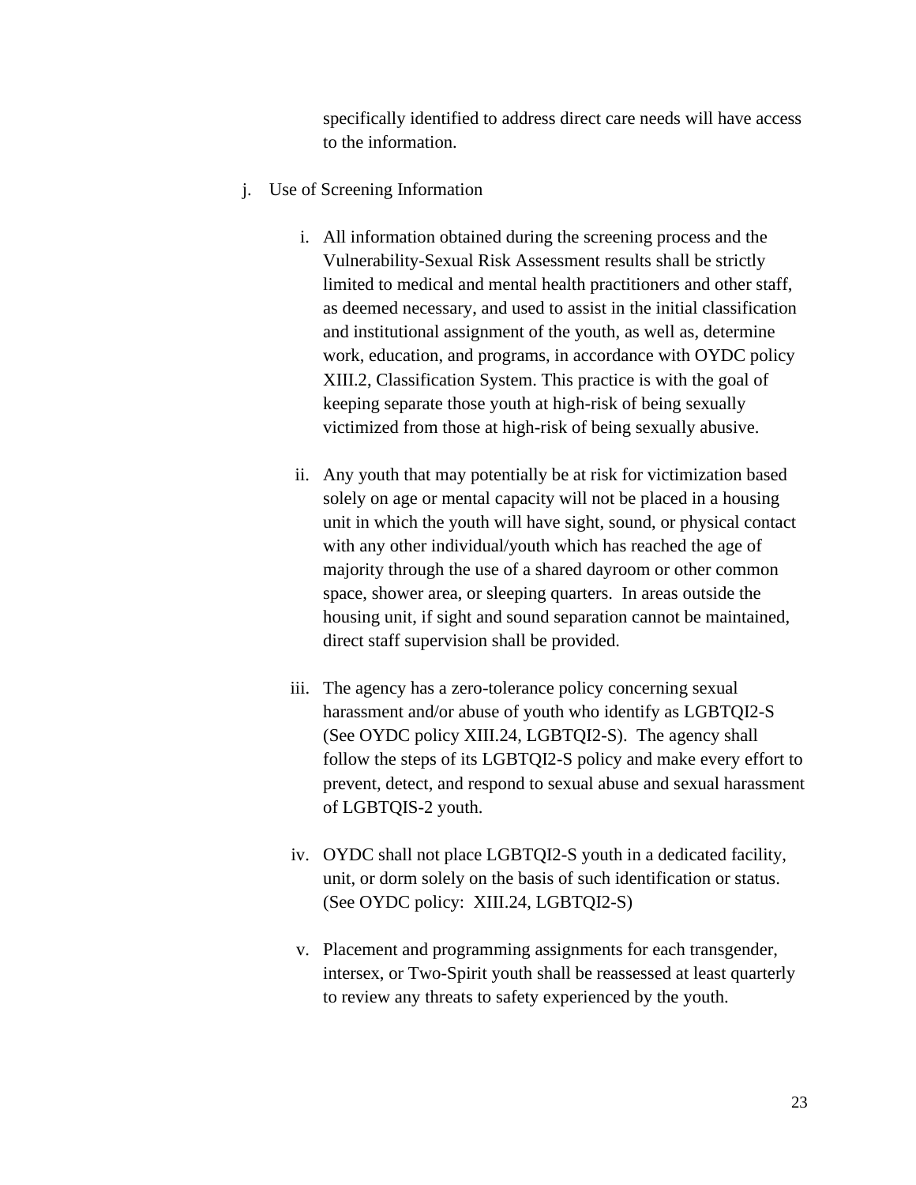specifically identified to address direct care needs will have access to the information.

j. Use of Screening Information

   i. All information obtained during the screening process and the Vulnerability-Sexual Risk Assessment results shall be strictly limited to medical and mental health practitioners and other staff, as deemed necessary, and used to assist in the initial classification and institutional assignment of the youth, as well as, determine work, education, and programs, in accordance with OYDC policy XIII.2, Classification System. This practice is with the goal of keeping separate those youth at high-risk of being sexually victimized from those at high-risk of being sexually abusive.

   ii. Any youth that may potentially be at risk for victimization based solely on age or mental capacity will not be placed in a housing unit in which the youth will have sight, sound, or physical contact with any other individual/youth which has reached the age of majority through the use of a shared dayroom or other common space, shower area, or sleeping quarters. In areas outside the housing unit, if sight and sound separation cannot be maintained, direct staff supervision shall be provided.

   iii. The agency has a zero-tolerance policy concerning sexual harassment and/or abuse of youth who identify as LGBTQI2-S (See OYDC policy XIII.24, LGBTQI2-S). The agency shall follow the steps of its LGBTQI2-S policy and make every effort to prevent, detect, and respond to sexual abuse and sexual harassment of LGBTQIS-2 youth.

   iv. OYDC shall not place LGBTQI2-S youth in a dedicated facility, unit, or dorm solely on the basis of such identification or status. (See OYDC policy: XIII.24, LGBTQI2-S)

   v. Placement and programming assignments for each transgender, intersex, or Two-Spirit youth shall be reassessed at least quarterly to review any threats to safety experienced by the youth.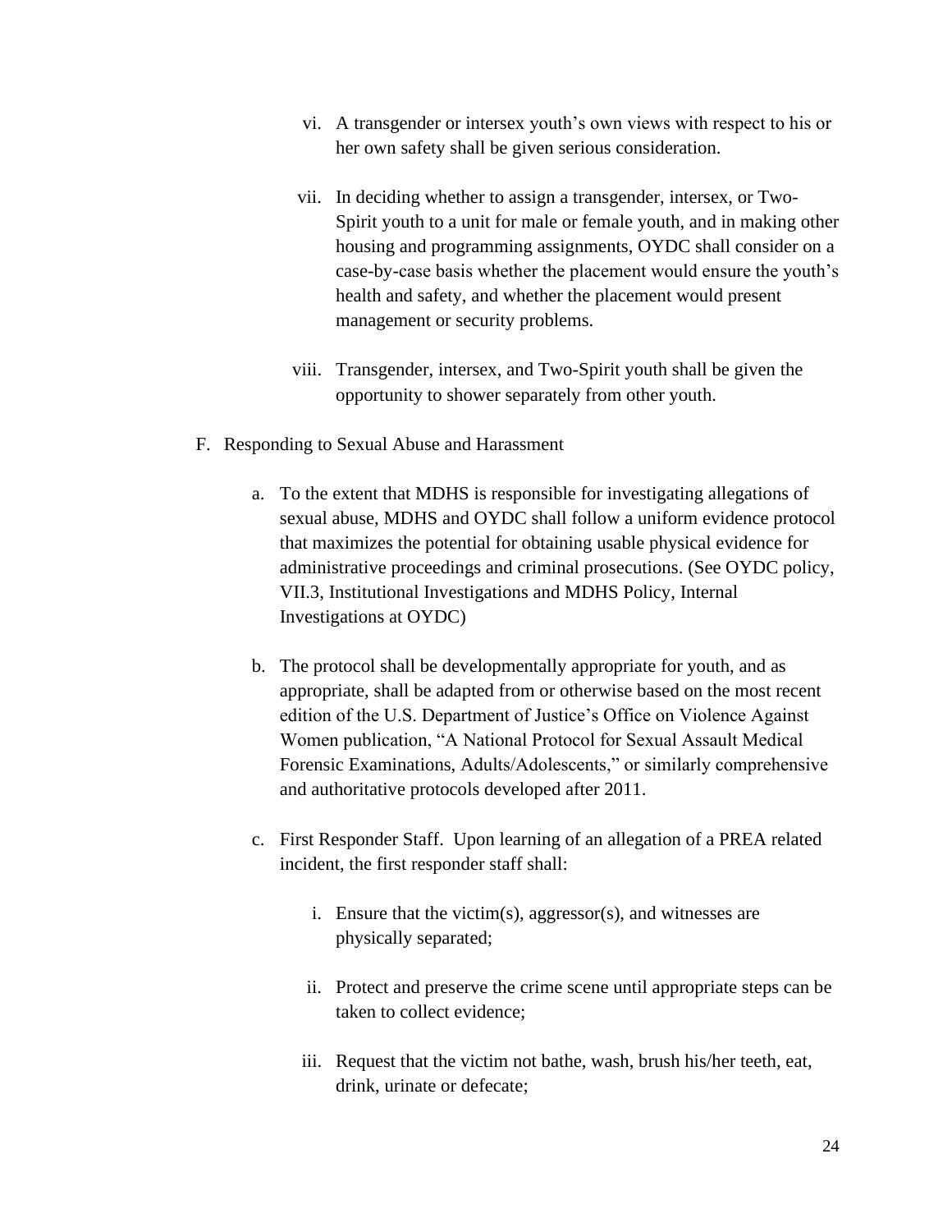vi. A transgender or intersex youth's own views with respect to his or her own safety shall be given serious consideration.

vii. In deciding whether to assign a transgender, intersex, or Two-Spirit youth to a unit for male or female youth, and in making other housing and programming assignments, OYDC shall consider on a case-by-case basis whether the placement would ensure the youth's health and safety, and whether the placement would present management or security problems.

viii. Transgender, intersex, and Two-Spirit youth shall be given the opportunity to shower separately from other youth.

F. Responding to Sexual Abuse and Harassment

a. To the extent that MDHS is responsible for investigating allegations of sexual abuse, MDHS and OYDC shall follow a uniform evidence protocol that maximizes the potential for obtaining usable physical evidence for administrative proceedings and criminal prosecutions. (See OYDC policy, VII.3, Institutional Investigations and MDHS Policy, Internal Investigations at OYDC)

b. The protocol shall be developmentally appropriate for youth, and as appropriate, shall be adapted from or otherwise based on the most recent edition of the U.S. Department of Justice's Office on Violence Against Women publication, "A National Protocol for Sexual Assault Medical Forensic Examinations, Adults/Adolescents," or similarly comprehensive and authoritative protocols developed after 2011.

c. First Responder Staff. Upon learning of an allegation of a PREA related incident, the first responder staff shall:

i. Ensure that the victim(s), aggressor(s), and witnesses are physically separated;

ii. Protect and preserve the crime scene until appropriate steps can be taken to collect evidence;

iii. Request that the victim not bathe, wash, brush his/her teeth, eat, drink, urinate or defecate;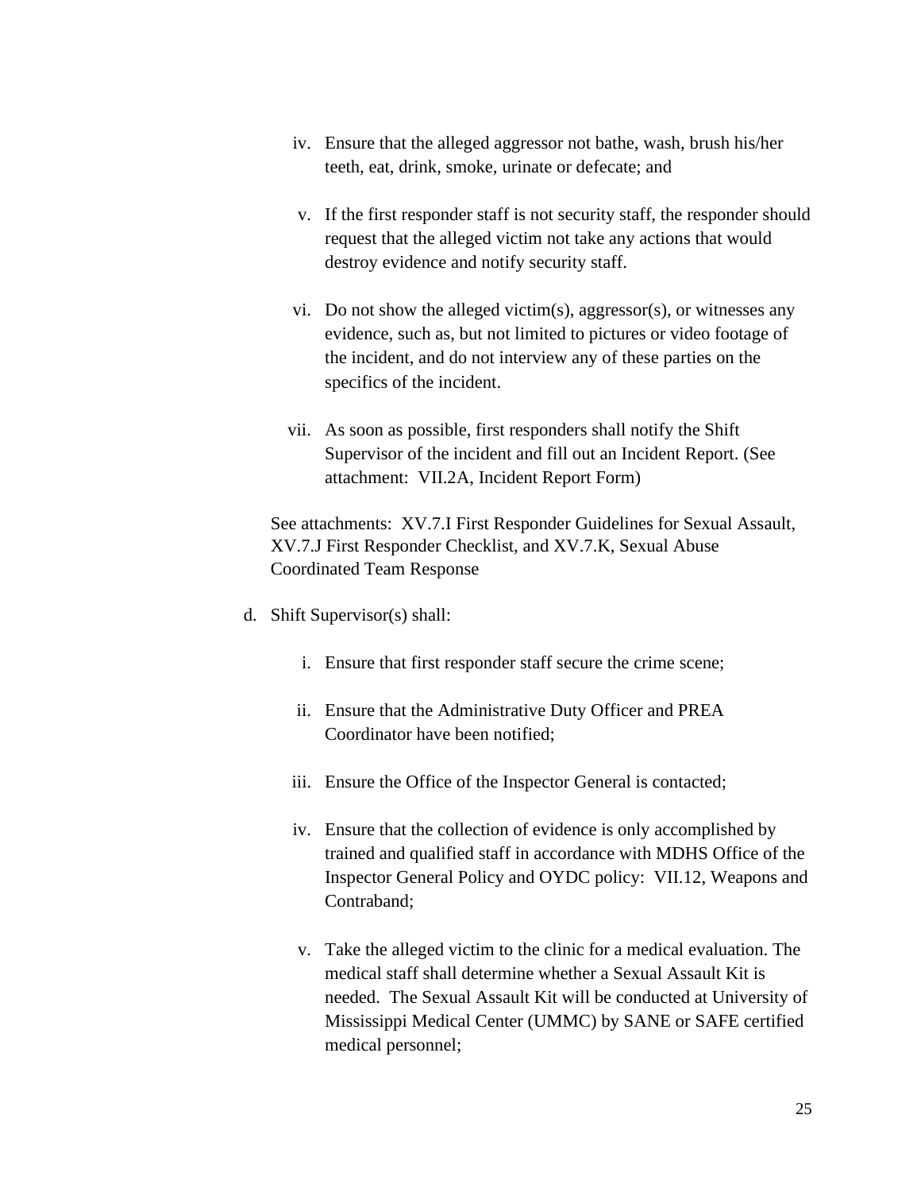iv. Ensure that the alleged aggressor not bathe, wash, brush his/her teeth, eat, drink, smoke, urinate or defecate; and

v. If the first responder staff is not security staff, the responder should request that the alleged victim not take any actions that would destroy evidence and notify security staff.

vi. Do not show the alleged victim(s), aggressor(s), or witnesses any evidence, such as, but not limited to pictures or video footage of the incident, and do not interview any of these parties on the specifics of the incident.

vii. As soon as possible, first responders shall notify the Shift Supervisor of the incident and fill out an Incident Report. (See attachment: VII.2A, Incident Report Form)

See attachments: XV.7.I First Responder Guidelines for Sexual Assault, XV.7.J First Responder Checklist, and XV.7.K, Sexual Abuse Coordinated Team Response

d. Shift Supervisor(s) shall:

i. Ensure that first responder staff secure the crime scene;

ii. Ensure that the Administrative Duty Officer and PREA Coordinator have been notified;

iii. Ensure the Office of the Inspector General is contacted;

iv. Ensure that the collection of evidence is only accomplished by trained and qualified staff in accordance with MDHS Office of the Inspector General Policy and OYDC policy: VII.12, Weapons and Contraband;

v. Take the alleged victim to the clinic for a medical evaluation. The medical staff shall determine whether a Sexual Assault Kit is needed. The Sexual Assault Kit will be conducted at University of Mississippi Medical Center (UMMC) by SANE or SAFE certified medical personnel;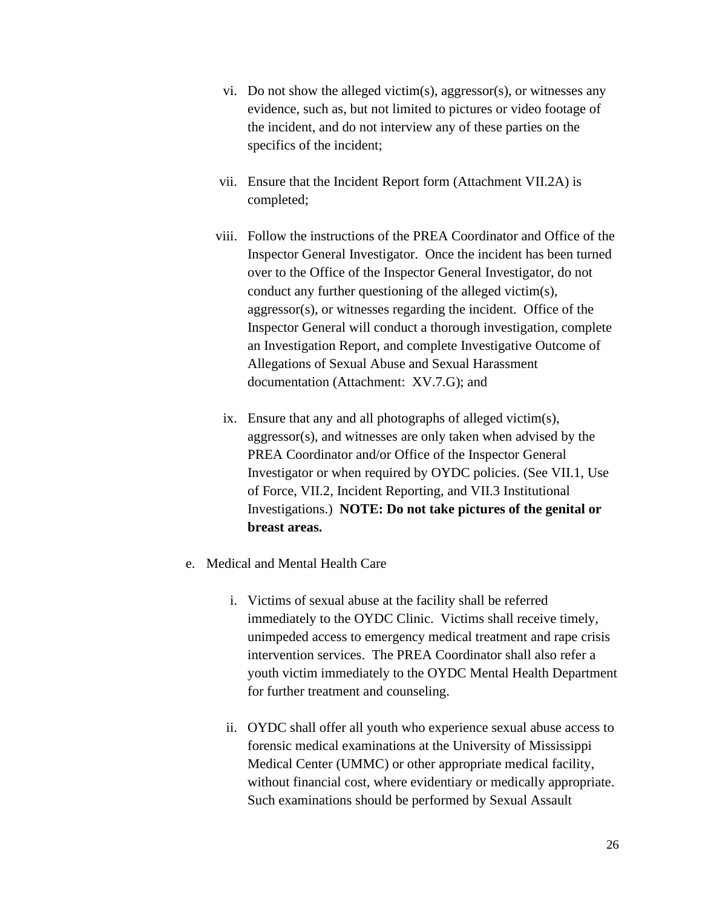vi. Do not show the alleged victim(s), aggressor(s), or witnesses any evidence, such as, but not limited to pictures or video footage of the incident, and do not interview any of these parties on the specifics of the incident;

vii. Ensure that the Incident Report form (Attachment VII.2A) is completed;

viii. Follow the instructions of the PREA Coordinator and Office of the Inspector General Investigator. Once the incident has been turned over to the Office of the Inspector General Investigator, do not conduct any further questioning of the alleged victim(s), aggressor(s), or witnesses regarding the incident. Office of the Inspector General will conduct a thorough investigation, complete an Investigation Report, and complete Investigative Outcome of Allegations of Sexual Abuse and Sexual Harassment documentation (Attachment: XV.7.G); and

ix. Ensure that any and all photographs of alleged victim(s), aggressor(s), and witnesses are only taken when advised by the PREA Coordinator and/or Office of the Inspector General Investigator or when required by OYDC policies. (See VII.1, Use of Force, VII.2, Incident Reporting, and VII.3 Institutional Investigations.) **NOTE: Do not take pictures of the genital or breast areas.**

e. Medical and Mental Health Care

i. Victims of sexual abuse at the facility shall be referred immediately to the OYDC Clinic. Victims shall receive timely, unimpeded access to emergency medical treatment and rape crisis intervention services. The PREA Coordinator shall also refer a youth victim immediately to the OYDC Mental Health Department for further treatment and counseling.

ii. OYDC shall offer all youth who experience sexual abuse access to forensic medical examinations at the University of Mississippi Medical Center (UMMC) or other appropriate medical facility, without financial cost, where evidentiary or medically appropriate. Such examinations should be performed by Sexual Assault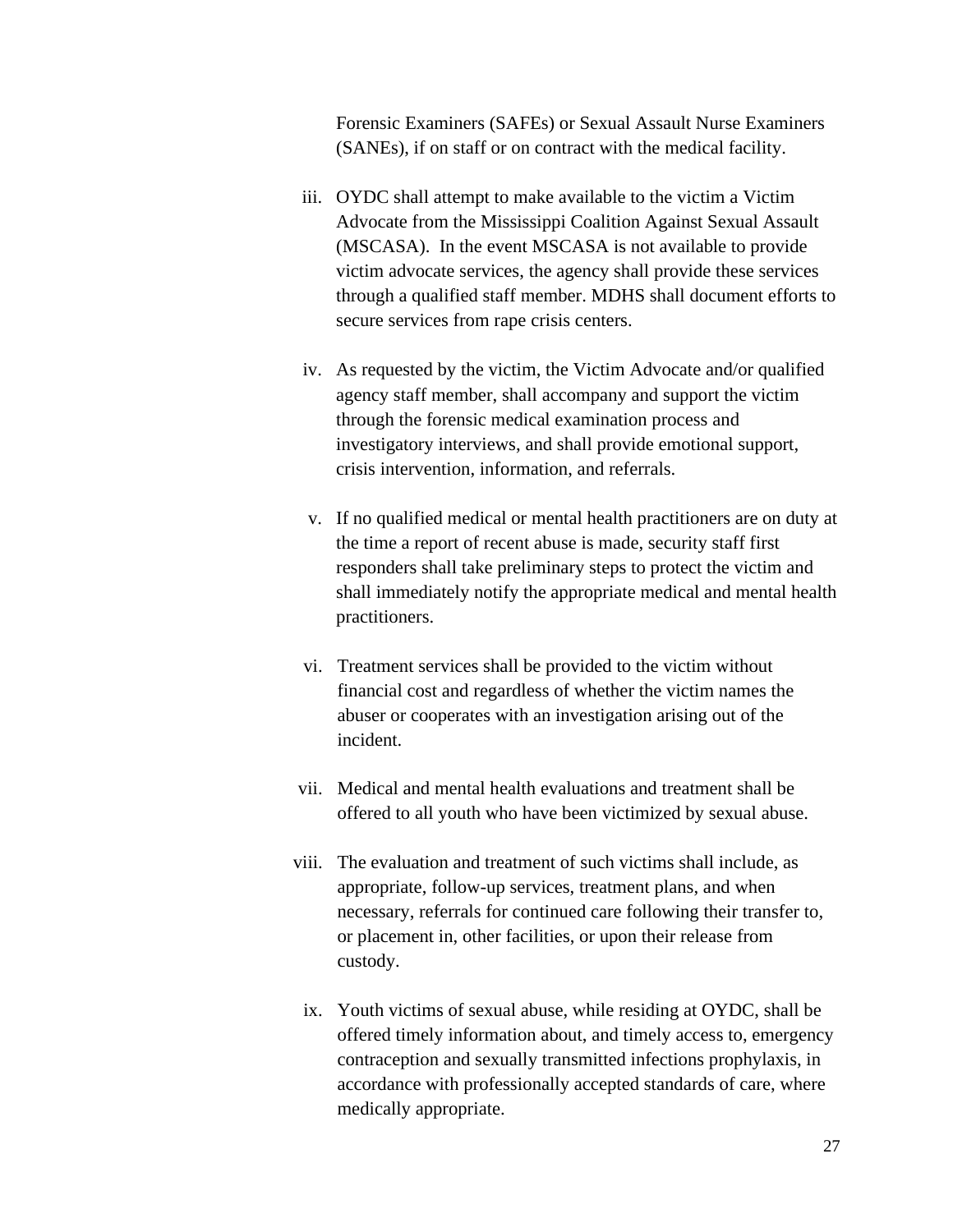Forensic Examiners (SAFEs) or Sexual Assault Nurse Examiners (SANEs), if on staff or on contract with the medical facility.

iii. OYDC shall attempt to make available to the victim a Victim Advocate from the Mississippi Coalition Against Sexual Assault (MSCASA). In the event MSCASA is not available to provide victim advocate services, the agency shall provide these services through a qualified staff member. MDHS shall document efforts to secure services from rape crisis centers.

iv. As requested by the victim, the Victim Advocate and/or qualified agency staff member, shall accompany and support the victim through the forensic medical examination process and investigatory interviews, and shall provide emotional support, crisis intervention, information, and referrals.

v. If no qualified medical or mental health practitioners are on duty at the time a report of recent abuse is made, security staff first responders shall take preliminary steps to protect the victim and shall immediately notify the appropriate medical and mental health practitioners.

vi. Treatment services shall be provided to the victim without financial cost and regardless of whether the victim names the abuser or cooperates with an investigation arising out of the incident.

vii. Medical and mental health evaluations and treatment shall be offered to all youth who have been victimized by sexual abuse.

viii. The evaluation and treatment of such victims shall include, as appropriate, follow-up services, treatment plans, and when necessary, referrals for continued care following their transfer to, or placement in, other facilities, or upon their release from custody.

ix. Youth victims of sexual abuse, while residing at OYDC, shall be offered timely information about, and timely access to, emergency contraception and sexually transmitted infections prophylaxis, in accordance with professionally accepted standards of care, where medically appropriate.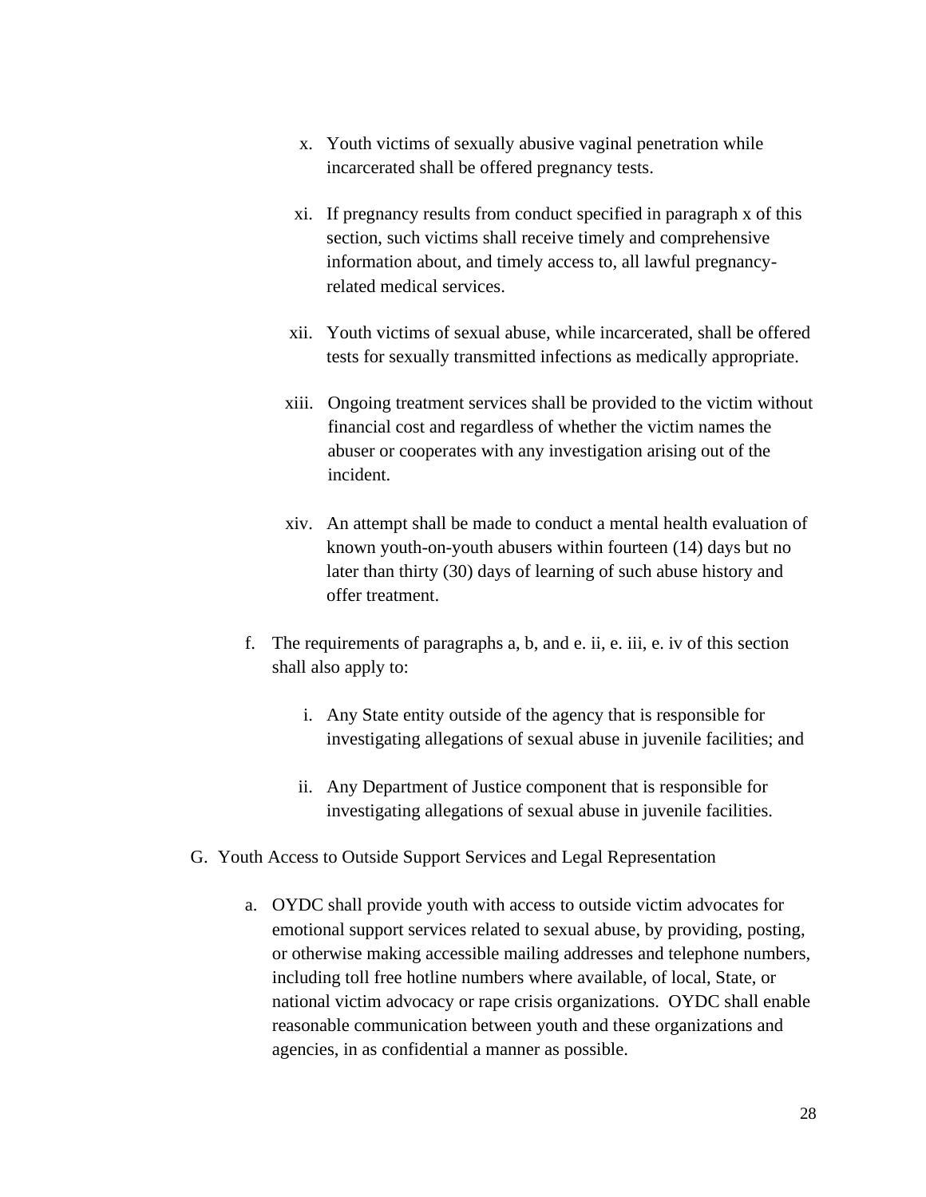x. Youth victims of sexually abusive vaginal penetration while incarcerated shall be offered pregnancy tests.

xi. If pregnancy results from conduct specified in paragraph x of this section, such victims shall receive timely and comprehensive information about, and timely access to, all lawful pregnancy-related medical services.

xii. Youth victims of sexual abuse, while incarcerated, shall be offered tests for sexually transmitted infections as medically appropriate.

xiii. Ongoing treatment services shall be provided to the victim without financial cost and regardless of whether the victim names the abuser or cooperates with any investigation arising out of the incident.

xiv. An attempt shall be made to conduct a mental health evaluation of known youth-on-youth abusers within fourteen (14) days but no later than thirty (30) days of learning of such abuse history and offer treatment.

f. The requirements of paragraphs a, b, and e. ii, e. iii, e. iv of this section shall also apply to:

   i. Any State entity outside of the agency that is responsible for investigating allegations of sexual abuse in juvenile facilities; and

   ii. Any Department of Justice component that is responsible for investigating allegations of sexual abuse in juvenile facilities.

G. Youth Access to Outside Support Services and Legal Representation

a. OYDC shall provide youth with access to outside victim advocates for emotional support services related to sexual abuse, by providing, posting, or otherwise making accessible mailing addresses and telephone numbers, including toll free hotline numbers where available, of local, State, or national victim advocacy or rape crisis organizations. OYDC shall enable reasonable communication between youth and these organizations and agencies, in as confidential a manner as possible.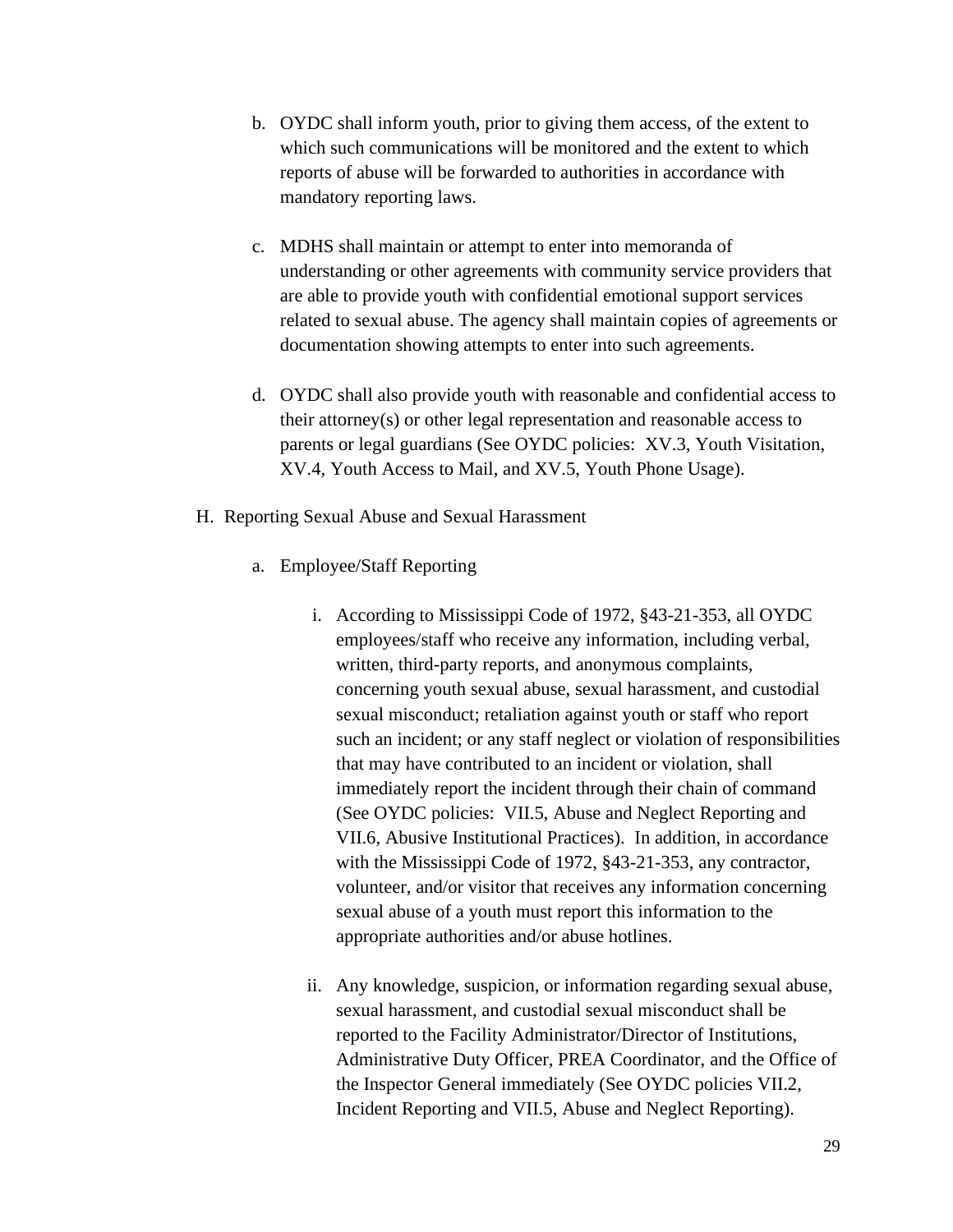b. OYDC shall inform youth, prior to giving them access, of the extent to which such communications will be monitored and the extent to which reports of abuse will be forwarded to authorities in accordance with mandatory reporting laws.

c. MDHS shall maintain or attempt to enter into memoranda of understanding or other agreements with community service providers that are able to provide youth with confidential emotional support services related to sexual abuse. The agency shall maintain copies of agreements or documentation showing attempts to enter into such agreements.

d. OYDC shall also provide youth with reasonable and confidential access to their attorney(s) or other legal representation and reasonable access to parents or legal guardians (See OYDC policies: XV.3, Youth Visitation, XV.4, Youth Access to Mail, and XV.5, Youth Phone Usage).

H. Reporting Sexual Abuse and Sexual Harassment

a. Employee/Staff Reporting

i. According to Mississippi Code of 1972, §43-21-353, all OYDC employees/staff who receive any information, including verbal, written, third-party reports, and anonymous complaints, concerning youth sexual abuse, sexual harassment, and custodial sexual misconduct; retaliation against youth or staff who report such an incident; or any staff neglect or violation of responsibilities that may have contributed to an incident or violation, shall immediately report the incident through their chain of command (See OYDC policies: VII.5, Abuse and Neglect Reporting and VII.6, Abusive Institutional Practices). In addition, in accordance with the Mississippi Code of 1972, §43-21-353, any contractor, volunteer, and/or visitor that receives any information concerning sexual abuse of a youth must report this information to the appropriate authorities and/or abuse hotlines.

ii. Any knowledge, suspicion, or information regarding sexual abuse, sexual harassment, and custodial sexual misconduct shall be reported to the Facility Administrator/Director of Institutions, Administrative Duty Officer, PREA Coordinator, and the Office of the Inspector General immediately (See OYDC policies VII.2, Incident Reporting and VII.5, Abuse and Neglect Reporting).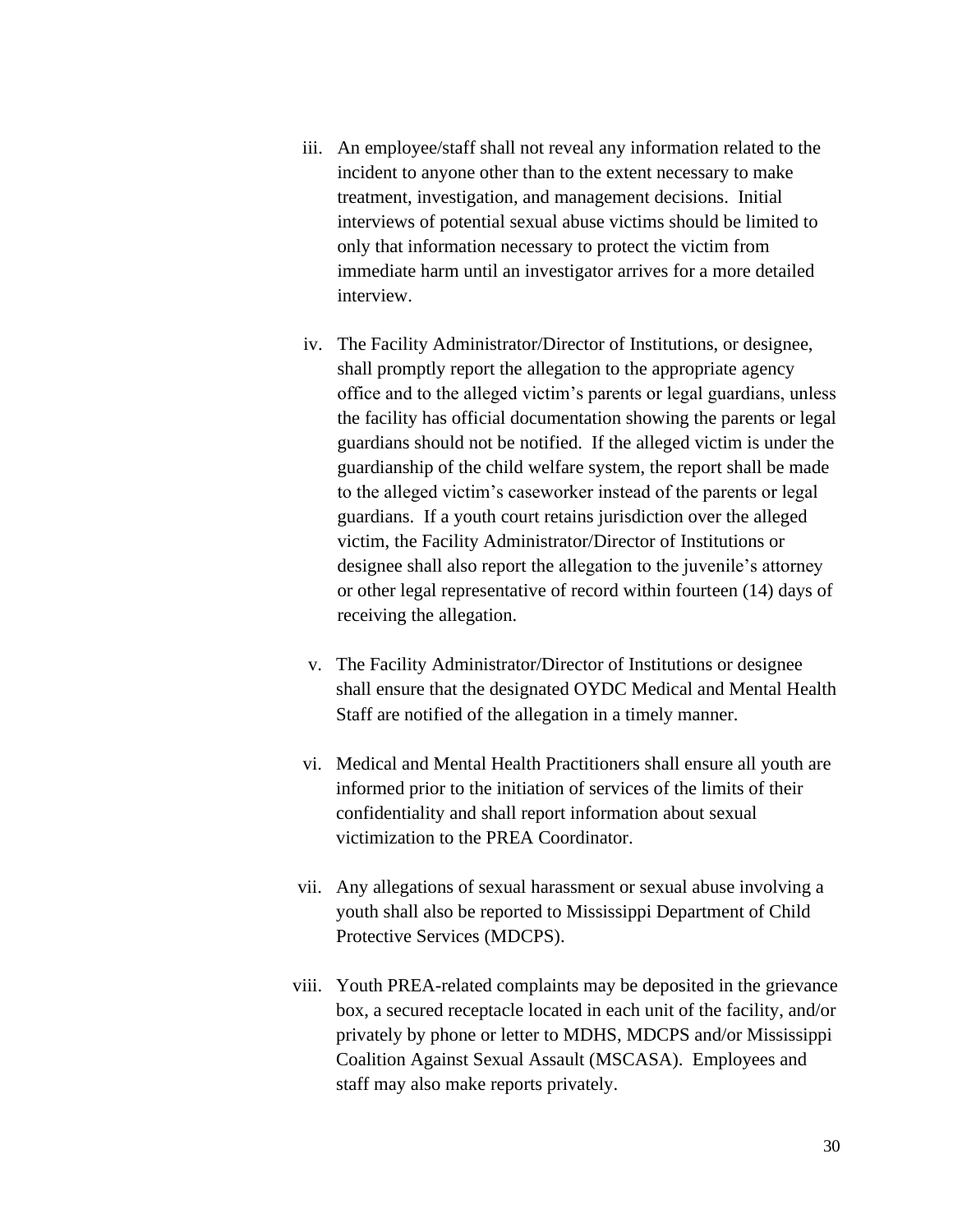iii. An employee/staff shall not reveal any information related to the incident to anyone other than to the extent necessary to make treatment, investigation, and management decisions. Initial interviews of potential sexual abuse victims should be limited to only that information necessary to protect the victim from immediate harm until an investigator arrives for a more detailed interview.

iv. The Facility Administrator/Director of Institutions, or designee, shall promptly report the allegation to the appropriate agency office and to the alleged victim's parents or legal guardians, unless the facility has official documentation showing the parents or legal guardians should not be notified. If the alleged victim is under the guardianship of the child welfare system, the report shall be made to the alleged victim's caseworker instead of the parents or legal guardians. If a youth court retains jurisdiction over the alleged victim, the Facility Administrator/Director of Institutions or designee shall also report the allegation to the juvenile's attorney or other legal representative of record within fourteen (14) days of receiving the allegation.

v. The Facility Administrator/Director of Institutions or designee shall ensure that the designated OYDC Medical and Mental Health Staff are notified of the allegation in a timely manner.

vi. Medical and Mental Health Practitioners shall ensure all youth are informed prior to the initiation of services of the limits of their confidentiality and shall report information about sexual victimization to the PREA Coordinator.

vii. Any allegations of sexual harassment or sexual abuse involving a youth shall also be reported to Mississippi Department of Child Protective Services (MDCPS).

viii. Youth PREA-related complaints may be deposited in the grievance box, a secured receptacle located in each unit of the facility, and/or privately by phone or letter to MDHS, MDCPS and/or Mississippi Coalition Against Sexual Assault (MSCASA). Employees and staff may also make reports privately.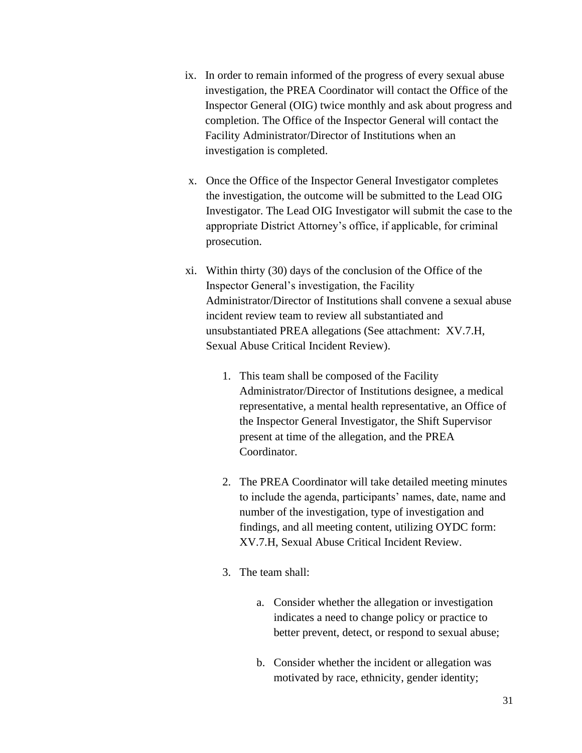ix. In order to remain informed of the progress of every sexual abuse investigation, the PREA Coordinator will contact the Office of the Inspector General (OIG) twice monthly and ask about progress and completion. The Office of the Inspector General will contact the Facility Administrator/Director of Institutions when an investigation is completed.

x. Once the Office of the Inspector General Investigator completes the investigation, the outcome will be submitted to the Lead OIG Investigator. The Lead OIG Investigator will submit the case to the appropriate District Attorney's office, if applicable, for criminal prosecution.

xi. Within thirty (30) days of the conclusion of the Office of the Inspector General's investigation, the Facility Administrator/Director of Institutions shall convene a sexual abuse incident review team to review all substantiated and unsubstantiated PREA allegations (See attachment: XV.7.H, Sexual Abuse Critical Incident Review).

1. This team shall be composed of the Facility Administrator/Director of Institutions designee, a medical representative, a mental health representative, an Office of the Inspector General Investigator, the Shift Supervisor present at time of the allegation, and the PREA Coordinator.

2. The PREA Coordinator will take detailed meeting minutes to include the agenda, participants' names, date, name and number of the investigation, type of investigation and findings, and all meeting content, utilizing OYDC form: XV.7.H, Sexual Abuse Critical Incident Review.

3. The team shall:

   a. Consider whether the allegation or investigation indicates a need to change policy or practice to better prevent, detect, or respond to sexual abuse;

   b. Consider whether the incident or allegation was motivated by race, ethnicity, gender identity;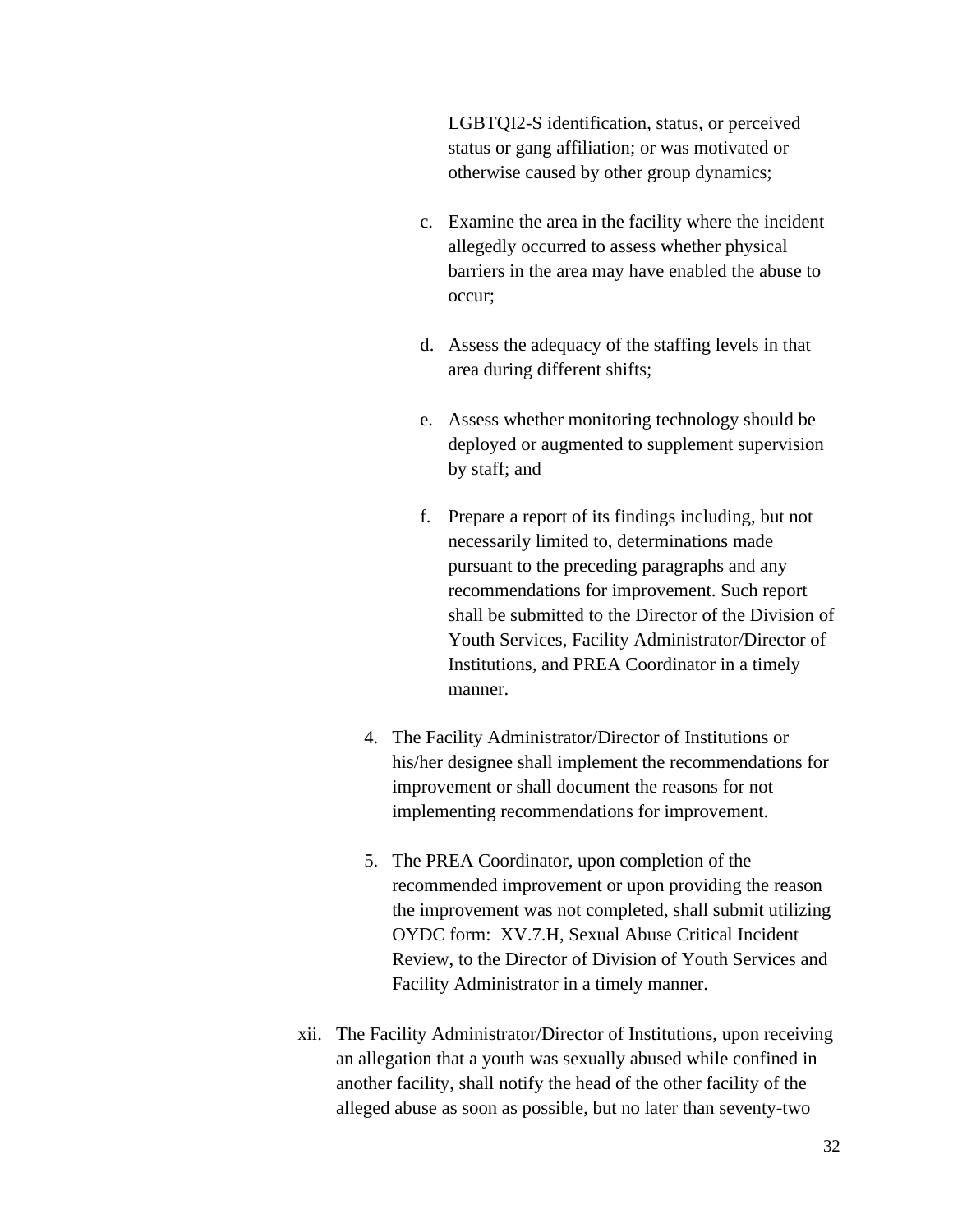LGBTQI2-S identification, status, or perceived status or gang affiliation; or was motivated or otherwise caused by other group dynamics;

c. Examine the area in the facility where the incident allegedly occurred to assess whether physical barriers in the area may have enabled the abuse to occur;

d. Assess the adequacy of the staffing levels in that area during different shifts;

e. Assess whether monitoring technology should be deployed or augmented to supplement supervision by staff; and

f. Prepare a report of its findings including, but not necessarily limited to, determinations made pursuant to the preceding paragraphs and any recommendations for improvement. Such report shall be submitted to the Director of the Division of Youth Services, Facility Administrator/Director of Institutions, and PREA Coordinator in a timely manner.

4. The Facility Administrator/Director of Institutions or his/her designee shall implement the recommendations for improvement or shall document the reasons for not implementing recommendations for improvement.

5. The PREA Coordinator, upon completion of the recommended improvement or upon providing the reason the improvement was not completed, shall submit utilizing OYDC form: XV.7.H, Sexual Abuse Critical Incident Review, to the Director of Division of Youth Services and Facility Administrator in a timely manner.

xii. The Facility Administrator/Director of Institutions, upon receiving an allegation that a youth was sexually abused while confined in another facility, shall notify the head of the other facility of the alleged abuse as soon as possible, but no later than seventy-two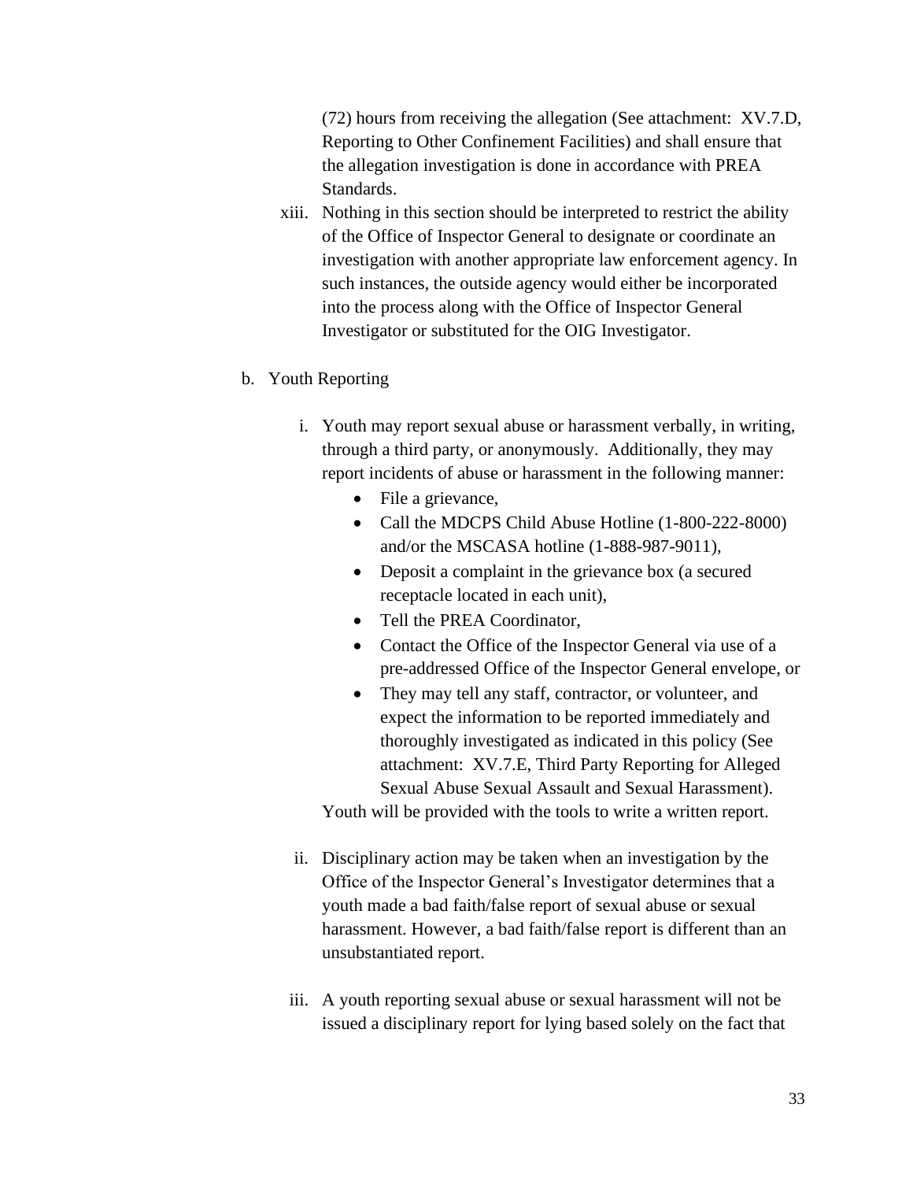(72) hours from receiving the allegation (See attachment: XV.7.D, Reporting to Other Confinement Facilities) and shall ensure that the allegation investigation is done in accordance with PREA Standards.

xiii. Nothing in this section should be interpreted to restrict the ability of the Office of Inspector General to designate or coordinate an investigation with another appropriate law enforcement agency. In such instances, the outside agency would either be incorporated into the process along with the Office of Inspector General Investigator or substituted for the OIG Investigator.

b. Youth Reporting

i. Youth may report sexual abuse or harassment verbally, in writing, through a third party, or anonymously. Additionally, they may report incidents of abuse or harassment in the following manner:

- File a grievance,
- Call the MDCPS Child Abuse Hotline (1-800-222-8000) and/or the MSCASA hotline (1-888-987-9011),
- Deposit a complaint in the grievance box (a secured receptacle located in each unit),
- Tell the PREA Coordinator,
- Contact the Office of the Inspector General via use of a pre-addressed Office of the Inspector General envelope, or
- They may tell any staff, contractor, or volunteer, and expect the information to be reported immediately and thoroughly investigated as indicated in this policy (See attachment: XV.7.E, Third Party Reporting for Alleged Sexual Abuse Sexual Assault and Sexual Harassment).

Youth will be provided with the tools to write a written report.

ii. Disciplinary action may be taken when an investigation by the Office of the Inspector General's Investigator determines that a youth made a bad faith/false report of sexual abuse or sexual harassment. However, a bad faith/false report is different than an unsubstantiated report.

iii. A youth reporting sexual abuse or sexual harassment will not be issued a disciplinary report for lying based solely on the fact that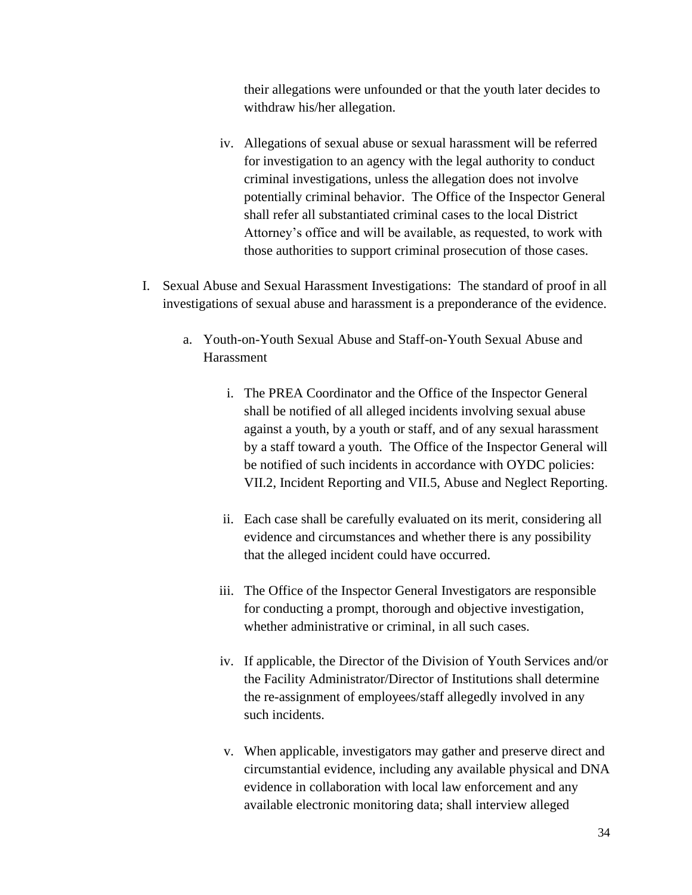their allegations were unfounded or that the youth later decides to withdraw his/her allegation.

iv. Allegations of sexual abuse or sexual harassment will be referred for investigation to an agency with the legal authority to conduct criminal investigations, unless the allegation does not involve potentially criminal behavior. The Office of the Inspector General shall refer all substantiated criminal cases to the local District Attorney's office and will be available, as requested, to work with those authorities to support criminal prosecution of those cases.

I. Sexual Abuse and Sexual Harassment Investigations: The standard of proof in all investigations of sexual abuse and harassment is a preponderance of the evidence.

a. Youth-on-Youth Sexual Abuse and Staff-on-Youth Sexual Abuse and Harassment

i. The PREA Coordinator and the Office of the Inspector General shall be notified of all alleged incidents involving sexual abuse against a youth, by a youth or staff, and of any sexual harassment by a staff toward a youth. The Office of the Inspector General will be notified of such incidents in accordance with OYDC policies: VII.2, Incident Reporting and VII.5, Abuse and Neglect Reporting.

ii. Each case shall be carefully evaluated on its merit, considering all evidence and circumstances and whether there is any possibility that the alleged incident could have occurred.

iii. The Office of the Inspector General Investigators are responsible for conducting a prompt, thorough and objective investigation, whether administrative or criminal, in all such cases.

iv. If applicable, the Director of the Division of Youth Services and/or the Facility Administrator/Director of Institutions shall determine the re-assignment of employees/staff allegedly involved in any such incidents.

v. When applicable, investigators may gather and preserve direct and circumstantial evidence, including any available physical and DNA evidence in collaboration with local law enforcement and any available electronic monitoring data; shall interview alleged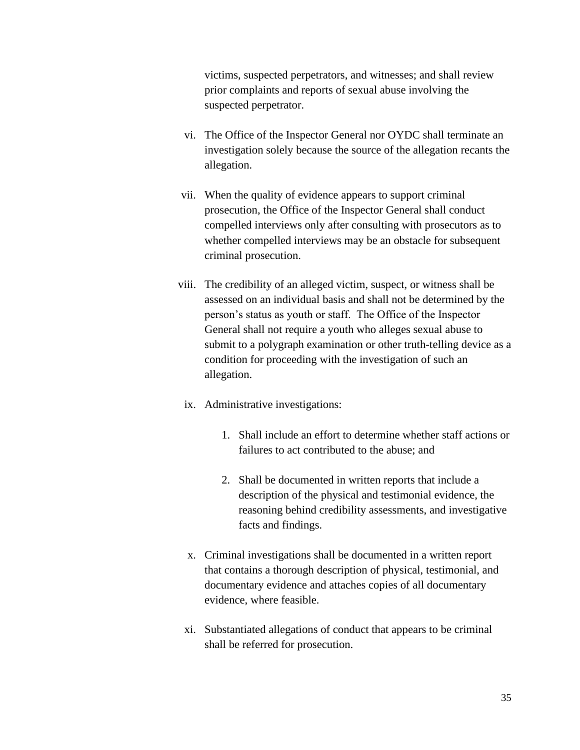victims, suspected perpetrators, and witnesses; and shall review prior complaints and reports of sexual abuse involving the suspected perpetrator.

vi. The Office of the Inspector General nor OYDC shall terminate an investigation solely because the source of the allegation recants the allegation.

vii. When the quality of evidence appears to support criminal prosecution, the Office of the Inspector General shall conduct compelled interviews only after consulting with prosecutors as to whether compelled interviews may be an obstacle for subsequent criminal prosecution.

viii. The credibility of an alleged victim, suspect, or witness shall be assessed on an individual basis and shall not be determined by the person's status as youth or staff. The Office of the Inspector General shall not require a youth who alleges sexual abuse to submit to a polygraph examination or other truth-telling device as a condition for proceeding with the investigation of such an allegation.

ix. Administrative investigations:

   1. Shall include an effort to determine whether staff actions or failures to act contributed to the abuse; and

   2. Shall be documented in written reports that include a description of the physical and testimonial evidence, the reasoning behind credibility assessments, and investigative facts and findings.

x. Criminal investigations shall be documented in a written report that contains a thorough description of physical, testimonial, and documentary evidence and attaches copies of all documentary evidence, where feasible.

xi. Substantiated allegations of conduct that appears to be criminal shall be referred for prosecution.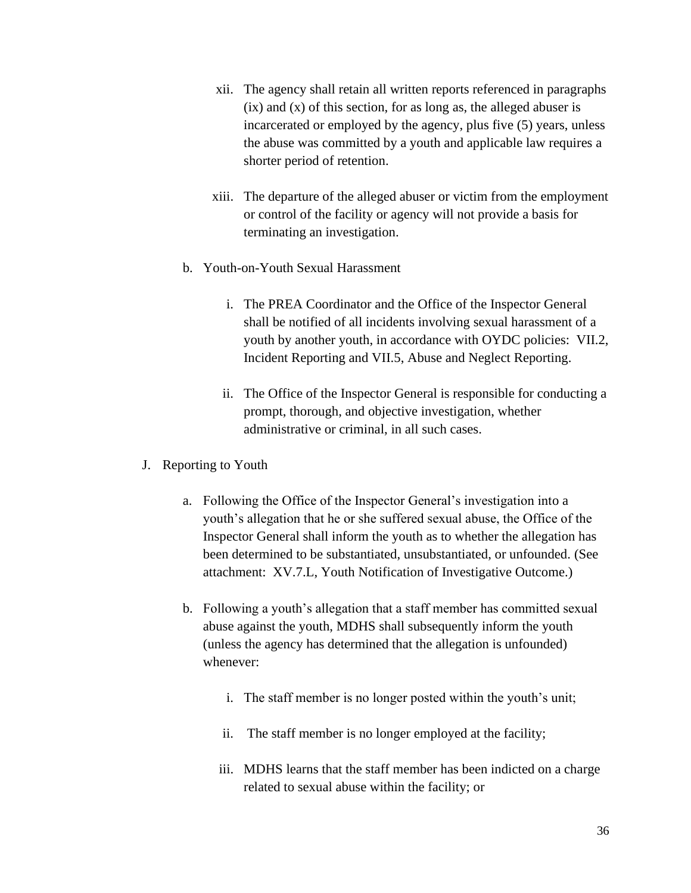xii. The agency shall retain all written reports referenced in paragraphs (ix) and (x) of this section, for as long as, the alleged abuser is incarcerated or employed by the agency, plus five (5) years, unless the abuse was committed by a youth and applicable law requires a shorter period of retention.

xiii. The departure of the alleged abuser or victim from the employment or control of the facility or agency will not provide a basis for terminating an investigation.

b. Youth-on-Youth Sexual Harassment

i. The PREA Coordinator and the Office of the Inspector General shall be notified of all incidents involving sexual harassment of a youth by another youth, in accordance with OYDC policies: VII.2, Incident Reporting and VII.5, Abuse and Neglect Reporting.

ii. The Office of the Inspector General is responsible for conducting a prompt, thorough, and objective investigation, whether administrative or criminal, in all such cases.

J. Reporting to Youth

a. Following the Office of the Inspector General's investigation into a youth's allegation that he or she suffered sexual abuse, the Office of the Inspector General shall inform the youth as to whether the allegation has been determined to be substantiated, unsubstantiated, or unfounded. (See attachment: XV.7.L, Youth Notification of Investigative Outcome.)

b. Following a youth's allegation that a staff member has committed sexual abuse against the youth, MDHS shall subsequently inform the youth (unless the agency has determined that the allegation is unfounded) whenever:

i. The staff member is no longer posted within the youth's unit;

ii. The staff member is no longer employed at the facility;

iii. MDHS learns that the staff member has been indicted on a charge related to sexual abuse within the facility; or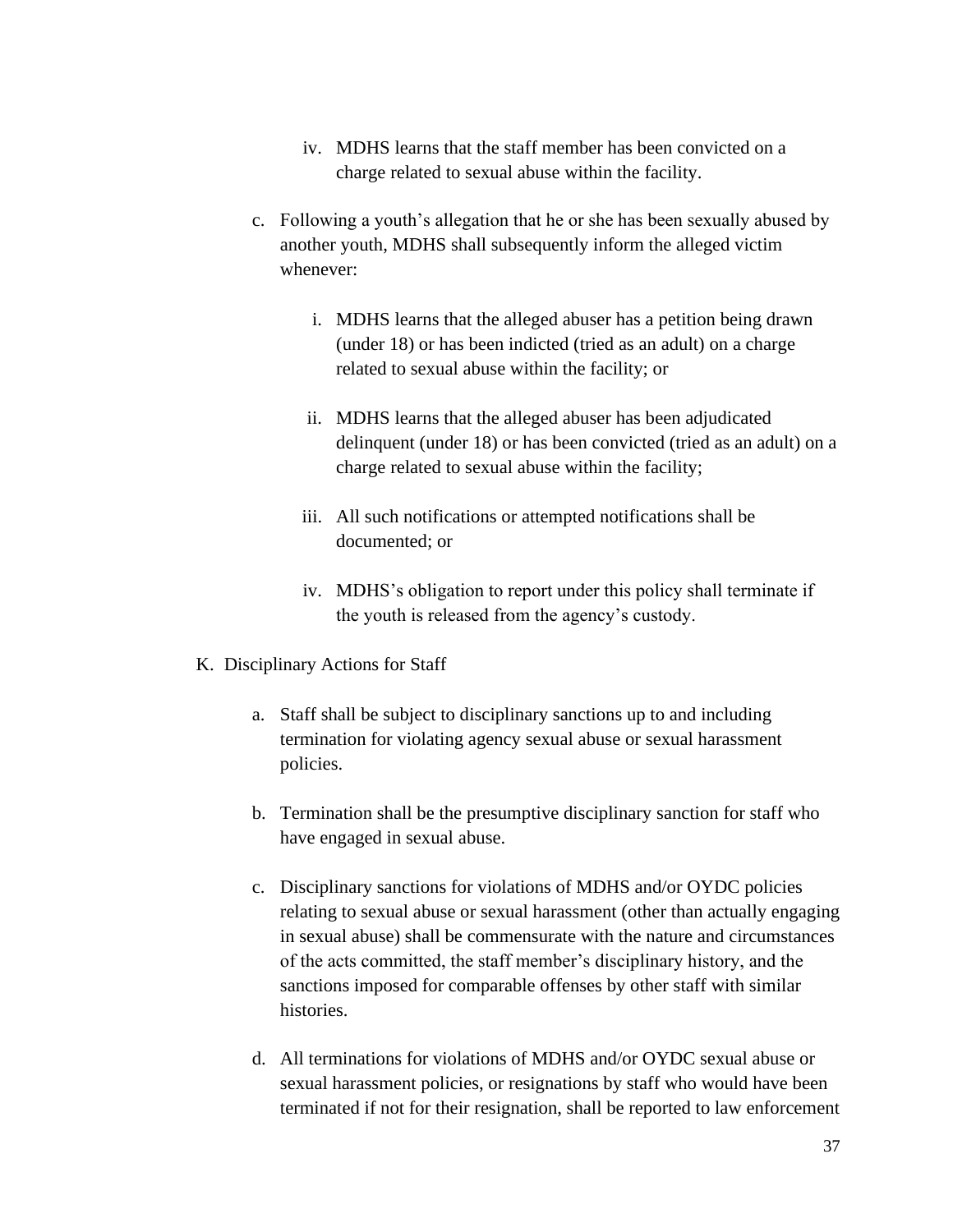iv. MDHS learns that the staff member has been convicted on a charge related to sexual abuse within the facility.

c. Following a youth's allegation that he or she has been sexually abused by another youth, MDHS shall subsequently inform the alleged victim whenever:

   i. MDHS learns that the alleged abuser has a petition being drawn (under 18) or has been indicted (tried as an adult) on a charge related to sexual abuse within the facility; or

   ii. MDHS learns that the alleged abuser has been adjudicated delinquent (under 18) or has been convicted (tried as an adult) on a charge related to sexual abuse within the facility;

   iii. All such notifications or attempted notifications shall be documented; or

   iv. MDHS's obligation to report under this policy shall terminate if the youth is released from the agency's custody.

K. Disciplinary Actions for Staff

a. Staff shall be subject to disciplinary sanctions up to and including termination for violating agency sexual abuse or sexual harassment policies.

b. Termination shall be the presumptive disciplinary sanction for staff who have engaged in sexual abuse.

c. Disciplinary sanctions for violations of MDHS and/or OYDC policies relating to sexual abuse or sexual harassment (other than actually engaging in sexual abuse) shall be commensurate with the nature and circumstances of the acts committed, the staff member's disciplinary history, and the sanctions imposed for comparable offenses by other staff with similar histories.

d. All terminations for violations of MDHS and/or OYDC sexual abuse or sexual harassment policies, or resignations by staff who would have been terminated if not for their resignation, shall be reported to law enforcement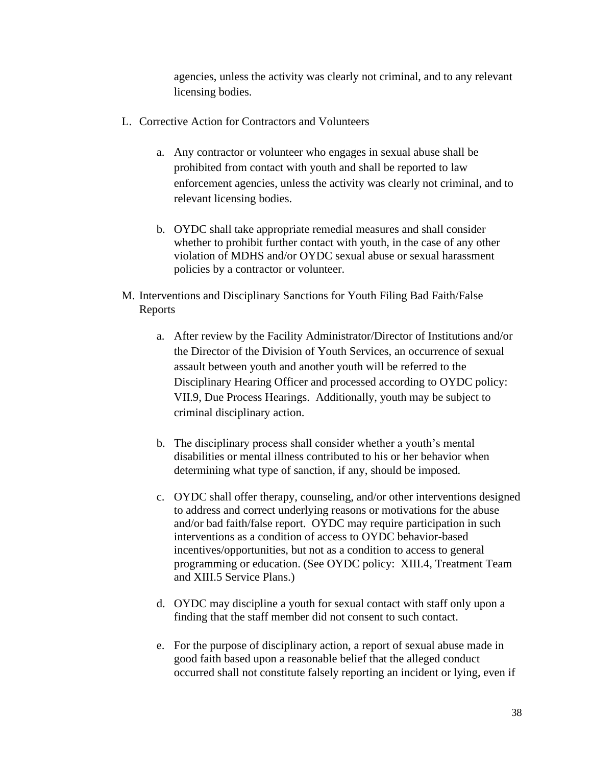agencies, unless the activity was clearly not criminal, and to any relevant licensing bodies.

L. Corrective Action for Contractors and Volunteers

   a. Any contractor or volunteer who engages in sexual abuse shall be prohibited from contact with youth and shall be reported to law enforcement agencies, unless the activity was clearly not criminal, and to relevant licensing bodies.

   b. OYDC shall take appropriate remedial measures and shall consider whether to prohibit further contact with youth, in the case of any other violation of MDHS and/or OYDC sexual abuse or sexual harassment policies by a contractor or volunteer.

M. Interventions and Disciplinary Sanctions for Youth Filing Bad Faith/False Reports

   a. After review by the Facility Administrator/Director of Institutions and/or the Director of the Division of Youth Services, an occurrence of sexual assault between youth and another youth will be referred to the Disciplinary Hearing Officer and processed according to OYDC policy: VII.9, Due Process Hearings. Additionally, youth may be subject to criminal disciplinary action.

   b. The disciplinary process shall consider whether a youth's mental disabilities or mental illness contributed to his or her behavior when determining what type of sanction, if any, should be imposed.

   c. OYDC shall offer therapy, counseling, and/or other interventions designed to address and correct underlying reasons or motivations for the abuse and/or bad faith/false report. OYDC may require participation in such interventions as a condition of access to OYDC behavior-based incentives/opportunities, but not as a condition to access to general programming or education. (See OYDC policy: XIII.4, Treatment Team and XIII.5 Service Plans.)

   d. OYDC may discipline a youth for sexual contact with staff only upon a finding that the staff member did not consent to such contact.

   e. For the purpose of disciplinary action, a report of sexual abuse made in good faith based upon a reasonable belief that the alleged conduct occurred shall not constitute falsely reporting an incident or lying, even if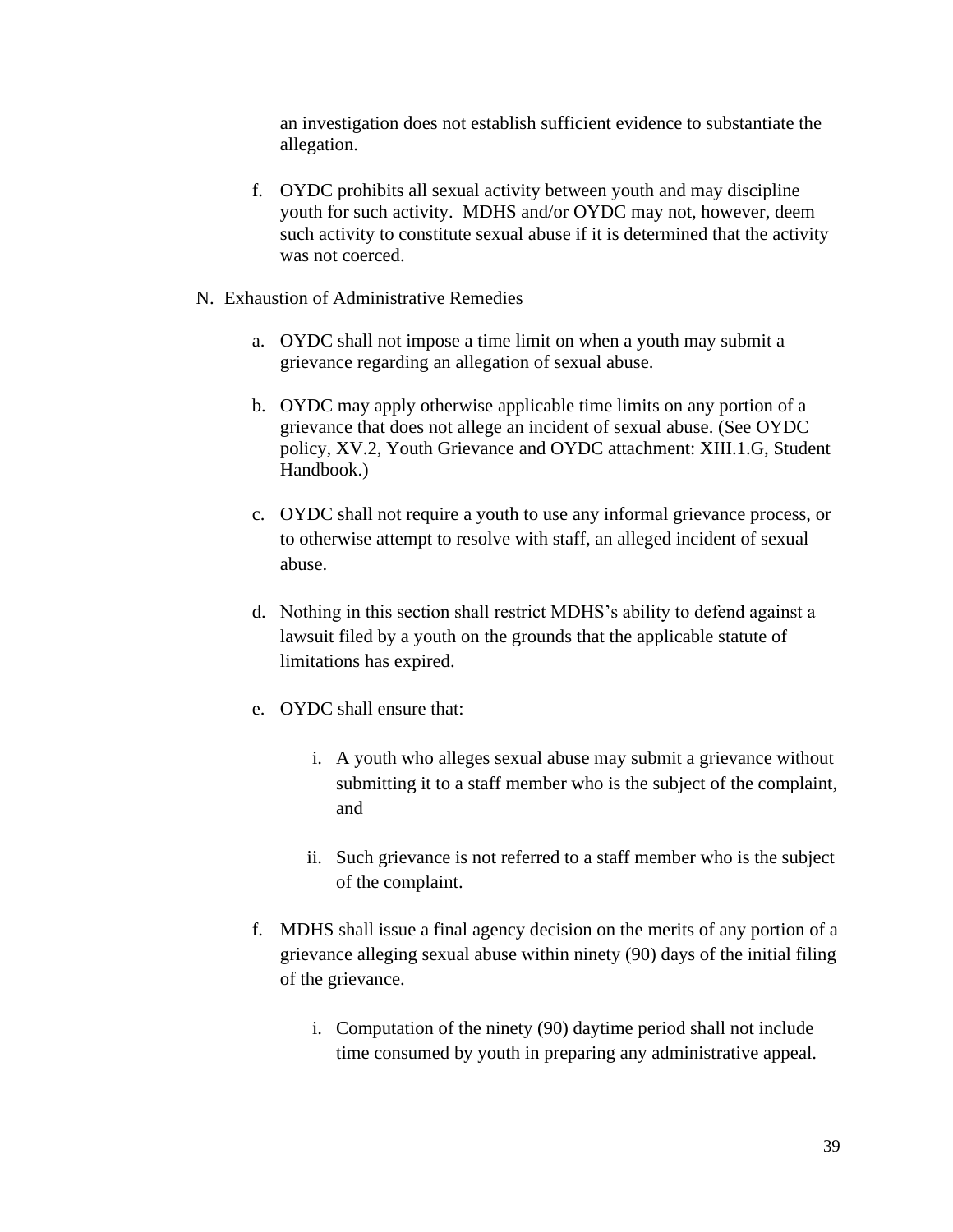an investigation does not establish sufficient evidence to substantiate the allegation.

f. OYDC prohibits all sexual activity between youth and may discipline youth for such activity. MDHS and/or OYDC may not, however, deem such activity to constitute sexual abuse if it is determined that the activity was not coerced.

N. Exhaustion of Administrative Remedies

a. OYDC shall not impose a time limit on when a youth may submit a grievance regarding an allegation of sexual abuse.

b. OYDC may apply otherwise applicable time limits on any portion of a grievance that does not allege an incident of sexual abuse. (See OYDC policy, XV.2, Youth Grievance and OYDC attachment: XIII.1.G, Student Handbook.)

c. OYDC shall not require a youth to use any informal grievance process, or to otherwise attempt to resolve with staff, an alleged incident of sexual abuse.

d. Nothing in this section shall restrict MDHS's ability to defend against a lawsuit filed by a youth on the grounds that the applicable statute of limitations has expired.

e. OYDC shall ensure that:

   i. A youth who alleges sexual abuse may submit a grievance without submitting it to a staff member who is the subject of the complaint, and

   ii. Such grievance is not referred to a staff member who is the subject of the complaint.

f. MDHS shall issue a final agency decision on the merits of any portion of a grievance alleging sexual abuse within ninety (90) days of the initial filing of the grievance.

   i. Computation of the ninety (90) daytime period shall not include time consumed by youth in preparing any administrative appeal.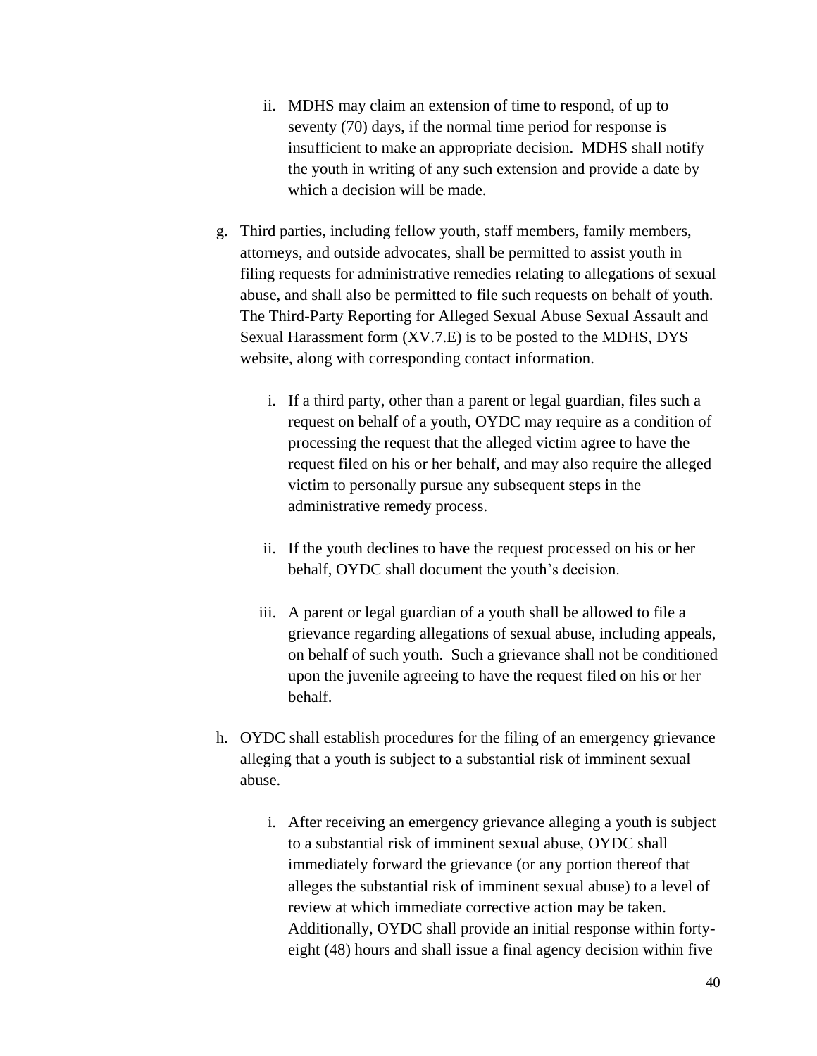ii. MDHS may claim an extension of time to respond, of up to seventy (70) days, if the normal time period for response is insufficient to make an appropriate decision. MDHS shall notify the youth in writing of any such extension and provide a date by which a decision will be made.

g. Third parties, including fellow youth, staff members, family members, attorneys, and outside advocates, shall be permitted to assist youth in filing requests for administrative remedies relating to allegations of sexual abuse, and shall also be permitted to file such requests on behalf of youth. The Third-Party Reporting for Alleged Sexual Abuse Sexual Assault and Sexual Harassment form (XV.7.E) is to be posted to the MDHS, DYS website, along with corresponding contact information.

   i. If a third party, other than a parent or legal guardian, files such a request on behalf of a youth, OYDC may require as a condition of processing the request that the alleged victim agree to have the request filed on his or her behalf, and may also require the alleged victim to personally pursue any subsequent steps in the administrative remedy process.

   ii. If the youth declines to have the request processed on his or her behalf, OYDC shall document the youth's decision.

   iii. A parent or legal guardian of a youth shall be allowed to file a grievance regarding allegations of sexual abuse, including appeals, on behalf of such youth. Such a grievance shall not be conditioned upon the juvenile agreeing to have the request filed on his or her behalf.

h. OYDC shall establish procedures for the filing of an emergency grievance alleging that a youth is subject to a substantial risk of imminent sexual abuse.

   i. After receiving an emergency grievance alleging a youth is subject to a substantial risk of imminent sexual abuse, OYDC shall immediately forward the grievance (or any portion thereof that alleges the substantial risk of imminent sexual abuse) to a level of review at which immediate corrective action may be taken. Additionally, OYDC shall provide an initial response within forty-eight (48) hours and shall issue a final agency decision within five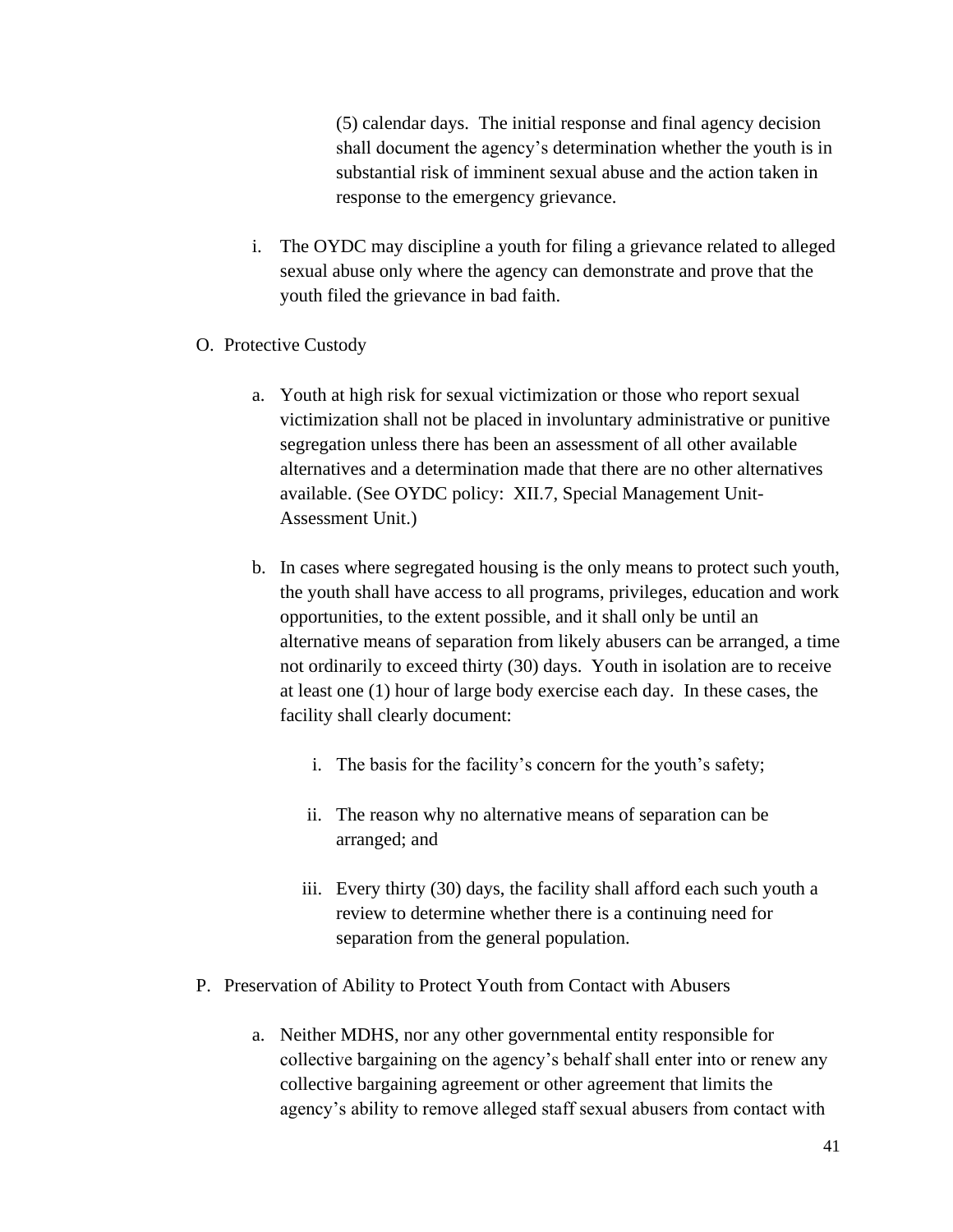(5) calendar days. The initial response and final agency decision shall document the agency's determination whether the youth is in substantial risk of imminent sexual abuse and the action taken in response to the emergency grievance.

i. The OYDC may discipline a youth for filing a grievance related to alleged sexual abuse only where the agency can demonstrate and prove that the youth filed the grievance in bad faith.

O. Protective Custody

a. Youth at high risk for sexual victimization or those who report sexual victimization shall not be placed in involuntary administrative or punitive segregation unless there has been an assessment of all other available alternatives and a determination made that there are no other alternatives available. (See OYDC policy: XII.7, Special Management Unit-Assessment Unit.)

b. In cases where segregated housing is the only means to protect such youth, the youth shall have access to all programs, privileges, education and work opportunities, to the extent possible, and it shall only be until an alternative means of separation from likely abusers can be arranged, a time not ordinarily to exceed thirty (30) days. Youth in isolation are to receive at least one (1) hour of large body exercise each day. In these cases, the facility shall clearly document:

i. The basis for the facility's concern for the youth's safety;

ii. The reason why no alternative means of separation can be arranged; and

iii. Every thirty (30) days, the facility shall afford each such youth a review to determine whether there is a continuing need for separation from the general population.

P. Preservation of Ability to Protect Youth from Contact with Abusers

a. Neither MDHS, nor any other governmental entity responsible for collective bargaining on the agency's behalf shall enter into or renew any collective bargaining agreement or other agreement that limits the agency's ability to remove alleged staff sexual abusers from contact with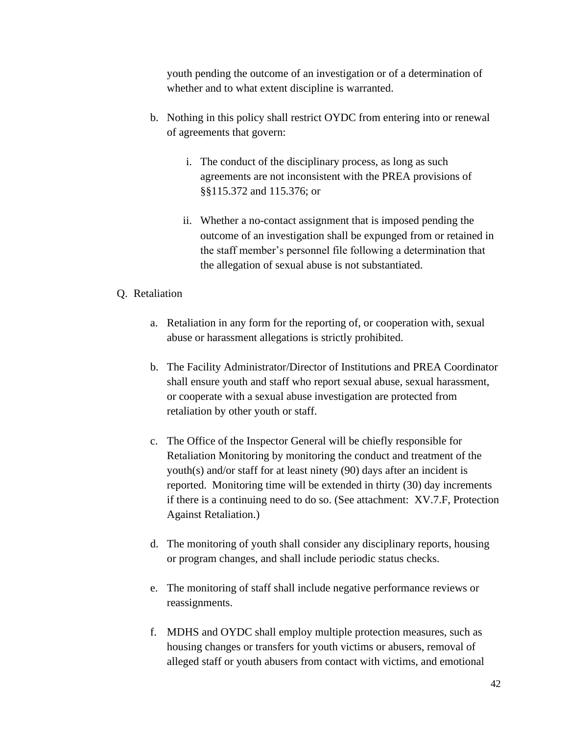youth pending the outcome of an investigation or of a determination of whether and to what extent discipline is warranted.

b. Nothing in this policy shall restrict OYDC from entering into or renewal of agreements that govern:

   i. The conduct of the disciplinary process, as long as such agreements are not inconsistent with the PREA provisions of §§115.372 and 115.376; or

   ii. Whether a no-contact assignment that is imposed pending the outcome of an investigation shall be expunged from or retained in the staff member's personnel file following a determination that the allegation of sexual abuse is not substantiated.

Q. Retaliation

a. Retaliation in any form for the reporting of, or cooperation with, sexual abuse or harassment allegations is strictly prohibited.

b. The Facility Administrator/Director of Institutions and PREA Coordinator shall ensure youth and staff who report sexual abuse, sexual harassment, or cooperate with a sexual abuse investigation are protected from retaliation by other youth or staff.

c. The Office of the Inspector General will be chiefly responsible for Retaliation Monitoring by monitoring the conduct and treatment of the youth(s) and/or staff for at least ninety (90) days after an incident is reported. Monitoring time will be extended in thirty (30) day increments if there is a continuing need to do so. (See attachment: XV.7.F, Protection Against Retaliation.)

d. The monitoring of youth shall consider any disciplinary reports, housing or program changes, and shall include periodic status checks.

e. The monitoring of staff shall include negative performance reviews or reassignments.

f. MDHS and OYDC shall employ multiple protection measures, such as housing changes or transfers for youth victims or abusers, removal of alleged staff or youth abusers from contact with victims, and emotional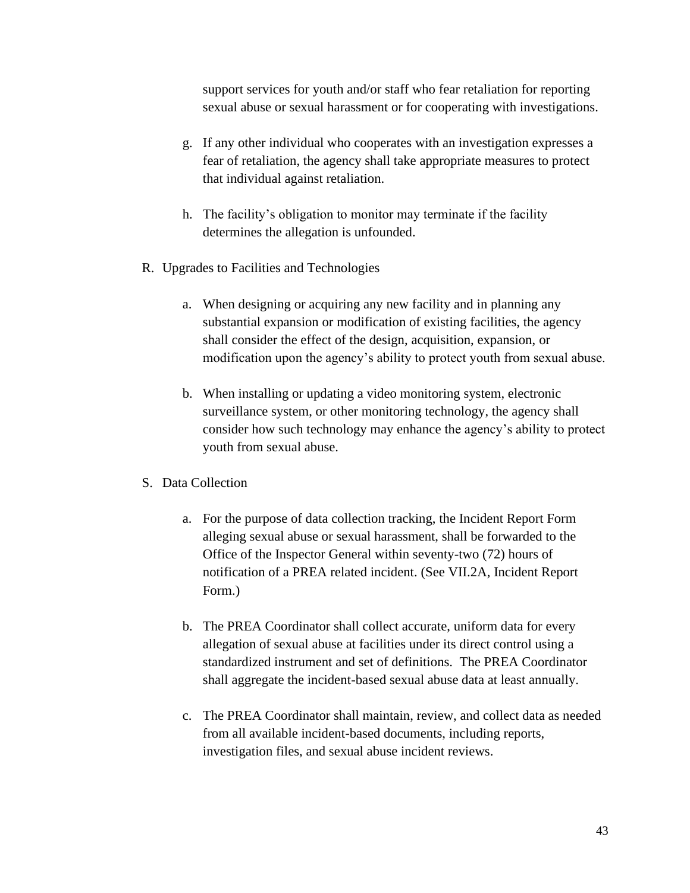support services for youth and/or staff who fear retaliation for reporting sexual abuse or sexual harassment or for cooperating with investigations.

g. If any other individual who cooperates with an investigation expresses a fear of retaliation, the agency shall take appropriate measures to protect that individual against retaliation.

h. The facility's obligation to monitor may terminate if the facility determines the allegation is unfounded.

R. Upgrades to Facilities and Technologies

a. When designing or acquiring any new facility and in planning any substantial expansion or modification of existing facilities, the agency shall consider the effect of the design, acquisition, expansion, or modification upon the agency's ability to protect youth from sexual abuse.

b. When installing or updating a video monitoring system, electronic surveillance system, or other monitoring technology, the agency shall consider how such technology may enhance the agency's ability to protect youth from sexual abuse.

S. Data Collection

a. For the purpose of data collection tracking, the Incident Report Form alleging sexual abuse or sexual harassment, shall be forwarded to the Office of the Inspector General within seventy-two (72) hours of notification of a PREA related incident. (See VII.2A, Incident Report Form.)

b. The PREA Coordinator shall collect accurate, uniform data for every allegation of sexual abuse at facilities under its direct control using a standardized instrument and set of definitions. The PREA Coordinator shall aggregate the incident-based sexual abuse data at least annually.

c. The PREA Coordinator shall maintain, review, and collect data as needed from all available incident-based documents, including reports, investigation files, and sexual abuse incident reviews.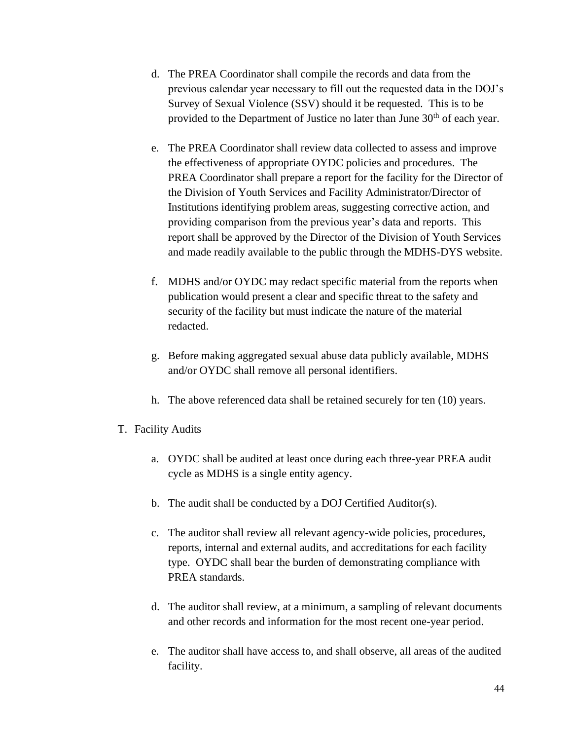d. The PREA Coordinator shall compile the records and data from the previous calendar year necessary to fill out the requested data in the DOJ's Survey of Sexual Violence (SSV) should it be requested. This is to be provided to the Department of Justice no later than June 30th of each year.

e. The PREA Coordinator shall review data collected to assess and improve the effectiveness of appropriate OYDC policies and procedures. The PREA Coordinator shall prepare a report for the facility for the Director of the Division of Youth Services and Facility Administrator/Director of Institutions identifying problem areas, suggesting corrective action, and providing comparison from the previous year's data and reports. This report shall be approved by the Director of the Division of Youth Services and made readily available to the public through the MDHS-DYS website.

f. MDHS and/or OYDC may redact specific material from the reports when publication would present a clear and specific threat to the safety and security of the facility but must indicate the nature of the material redacted.

g. Before making aggregated sexual abuse data publicly available, MDHS and/or OYDC shall remove all personal identifiers.

h. The above referenced data shall be retained securely for ten (10) years.

T. Facility Audits

a. OYDC shall be audited at least once during each three-year PREA audit cycle as MDHS is a single entity agency.

b. The audit shall be conducted by a DOJ Certified Auditor(s).

c. The auditor shall review all relevant agency-wide policies, procedures, reports, internal and external audits, and accreditations for each facility type. OYDC shall bear the burden of demonstrating compliance with PREA standards.

d. The auditor shall review, at a minimum, a sampling of relevant documents and other records and information for the most recent one-year period.

e. The auditor shall have access to, and shall observe, all areas of the audited facility.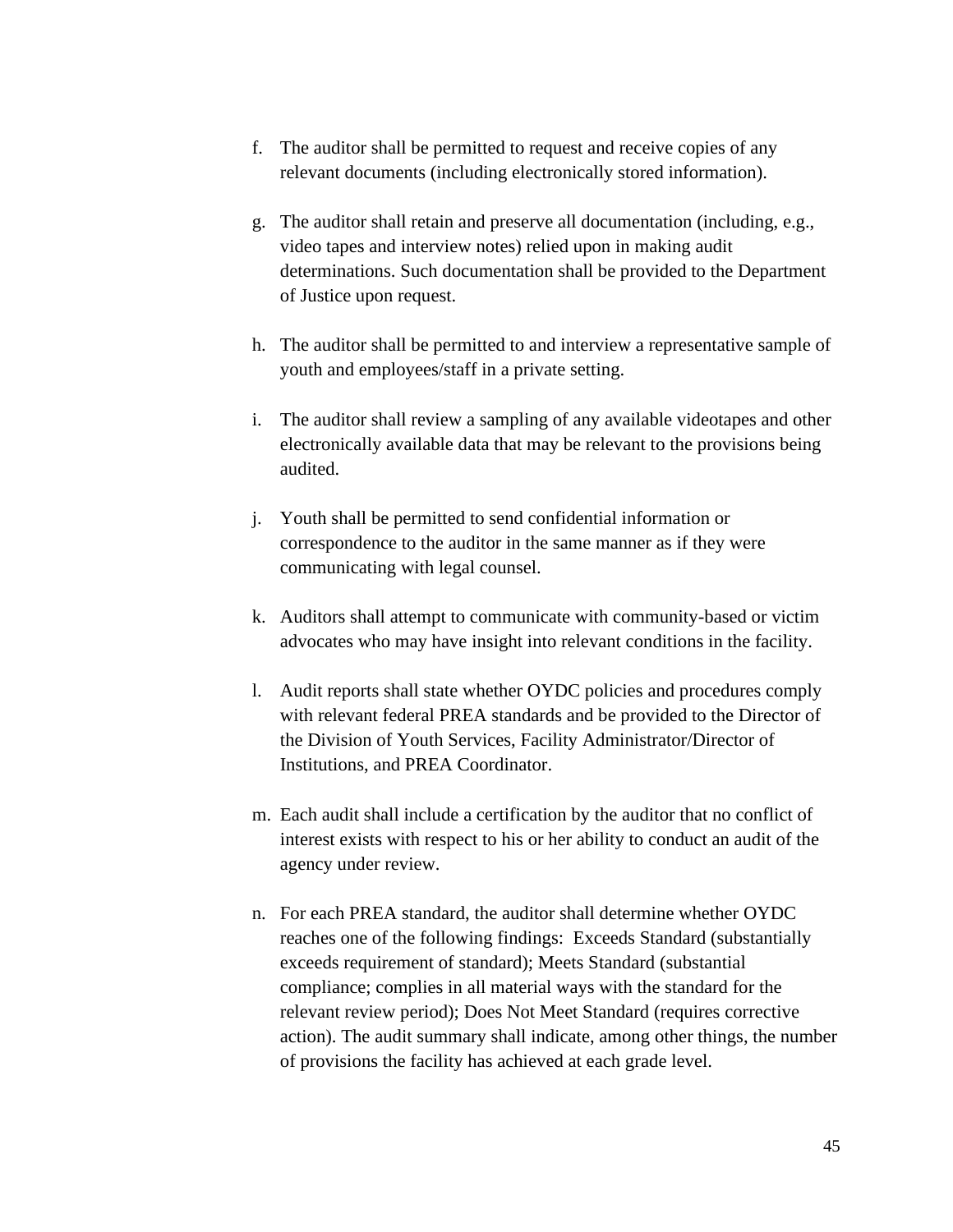f. The auditor shall be permitted to request and receive copies of any relevant documents (including electronically stored information).

g. The auditor shall retain and preserve all documentation (including, e.g., video tapes and interview notes) relied upon in making audit determinations. Such documentation shall be provided to the Department of Justice upon request.

h. The auditor shall be permitted to and interview a representative sample of youth and employees/staff in a private setting.

i. The auditor shall review a sampling of any available videotapes and other electronically available data that may be relevant to the provisions being audited.

j. Youth shall be permitted to send confidential information or correspondence to the auditor in the same manner as if they were communicating with legal counsel.

k. Auditors shall attempt to communicate with community-based or victim advocates who may have insight into relevant conditions in the facility.

l. Audit reports shall state whether OYDC policies and procedures comply with relevant federal PREA standards and be provided to the Director of the Division of Youth Services, Facility Administrator/Director of Institutions, and PREA Coordinator.

m. Each audit shall include a certification by the auditor that no conflict of interest exists with respect to his or her ability to conduct an audit of the agency under review.

n. For each PREA standard, the auditor shall determine whether OYDC reaches one of the following findings: Exceeds Standard (substantially exceeds requirement of standard); Meets Standard (substantial compliance; complies in all material ways with the standard for the relevant review period); Does Not Meet Standard (requires corrective action). The audit summary shall indicate, among other things, the number of provisions the facility has achieved at each grade level.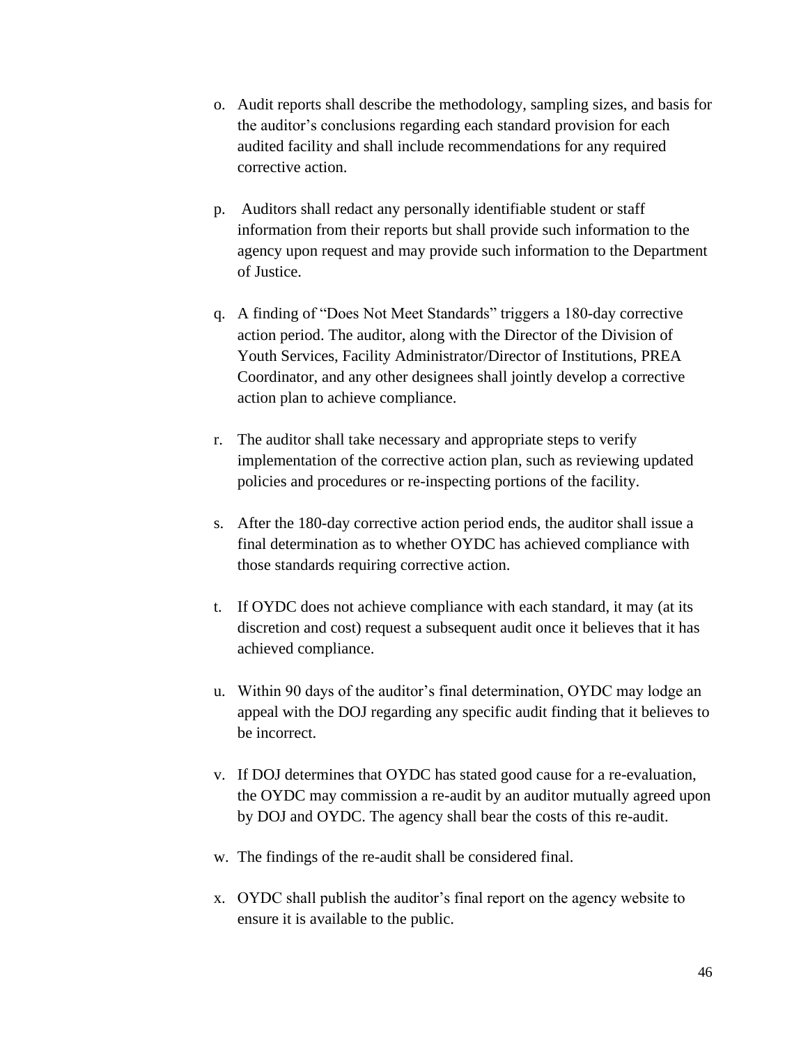o. Audit reports shall describe the methodology, sampling sizes, and basis for the auditor's conclusions regarding each standard provision for each audited facility and shall include recommendations for any required corrective action.

p. Auditors shall redact any personally identifiable student or staff information from their reports but shall provide such information to the agency upon request and may provide such information to the Department of Justice.

q. A finding of "Does Not Meet Standards" triggers a 180-day corrective action period. The auditor, along with the Director of the Division of Youth Services, Facility Administrator/Director of Institutions, PREA Coordinator, and any other designees shall jointly develop a corrective action plan to achieve compliance.

r. The auditor shall take necessary and appropriate steps to verify implementation of the corrective action plan, such as reviewing updated policies and procedures or re-inspecting portions of the facility.

s. After the 180-day corrective action period ends, the auditor shall issue a final determination as to whether OYDC has achieved compliance with those standards requiring corrective action.

t. If OYDC does not achieve compliance with each standard, it may (at its discretion and cost) request a subsequent audit once it believes that it has achieved compliance.

u. Within 90 days of the auditor's final determination, OYDC may lodge an appeal with the DOJ regarding any specific audit finding that it believes to be incorrect.

v. If DOJ determines that OYDC has stated good cause for a re-evaluation, the OYDC may commission a re-audit by an auditor mutually agreed upon by DOJ and OYDC. The agency shall bear the costs of this re-audit.

w. The findings of the re-audit shall be considered final.

x. OYDC shall publish the auditor's final report on the agency website to ensure it is available to the public.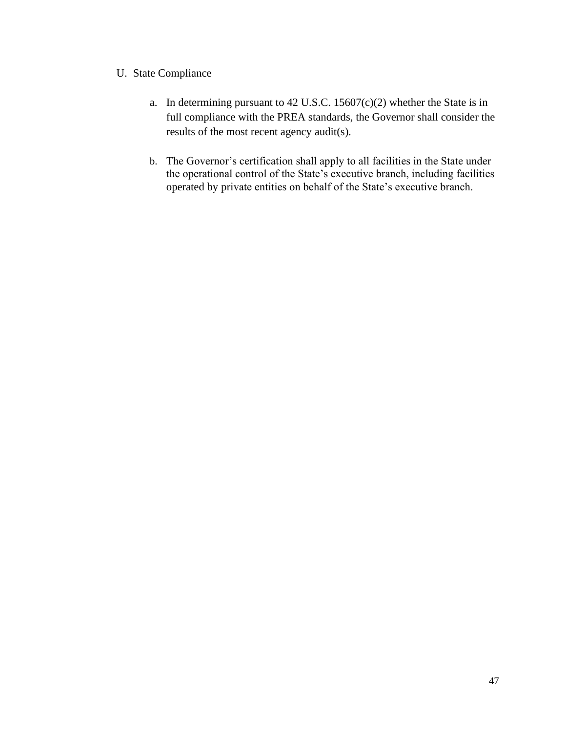U. State Compliance

a. In determining pursuant to 42 U.S.C. 15607(c)(2) whether the State is in full compliance with the PREA standards, the Governor shall consider the results of the most recent agency audit(s).

b. The Governor's certification shall apply to all facilities in the State under the operational control of the State's executive branch, including facilities operated by private entities on behalf of the State's executive branch.